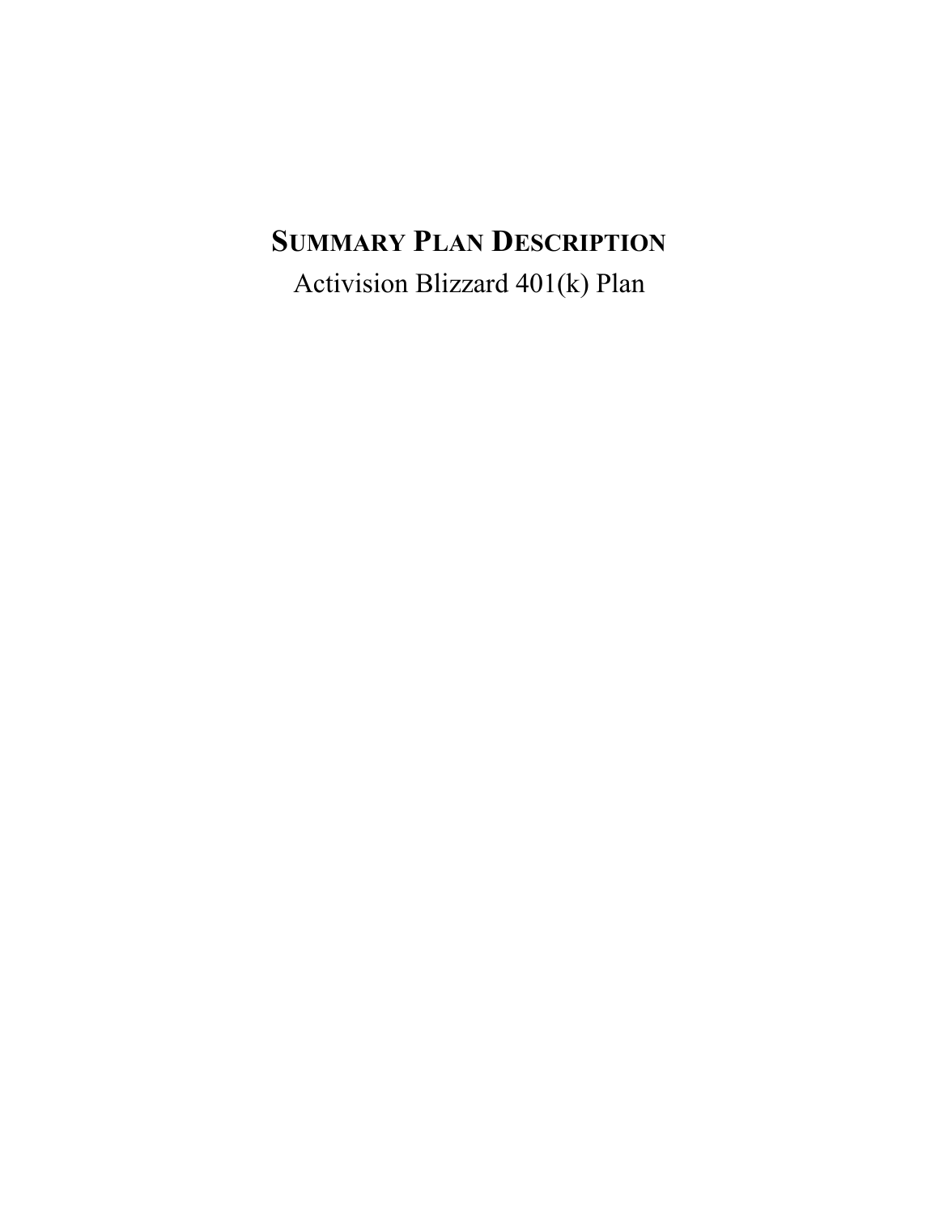# Summary Plan Description

Activision Blizzard 401(k) Plan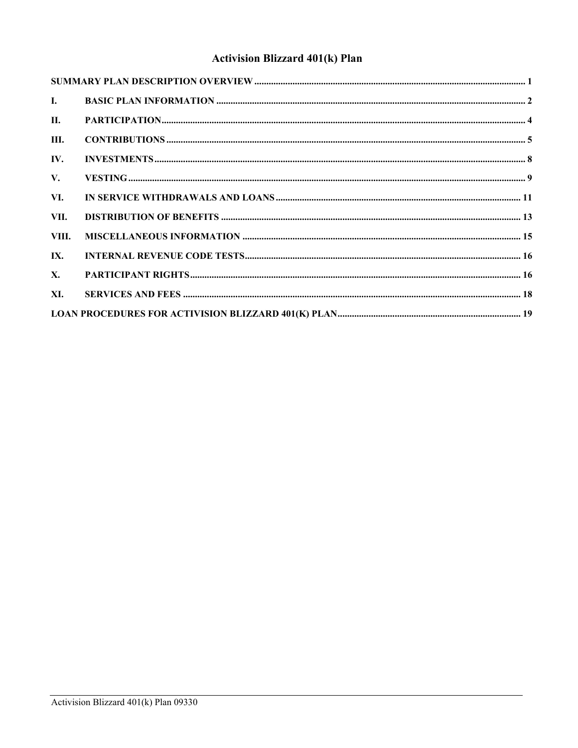# Activision Blizzard 401(k) Plan

| | | |
|---|---|---|
| SUMMARY PLAN DESCRIPTION OVERVIEW | | 1 |
| I. | BASIC PLAN INFORMATION | 2 |
| II. | PARTICIPATION | 4 |
| III. | CONTRIBUTIONS | 5 |
| IV. | INVESTMENTS | 8 |
| V. | VESTING | 9 |
| VI. | IN SERVICE WITHDRAWALS AND LOANS | 11 |
| VII. | DISTRIBUTION OF BENEFITS | 13 |
| VIII. | MISCELLANEOUS INFORMATION | 15 |
| IX. | INTERNAL REVENUE CODE TESTS | 16 |
| X. | PARTICIPANT RIGHTS | 16 |
| XI. | SERVICES AND FEES | 18 |
| LOAN PROCEDURES FOR ACTIVISION BLIZZARD 401(K) PLAN | | 19 |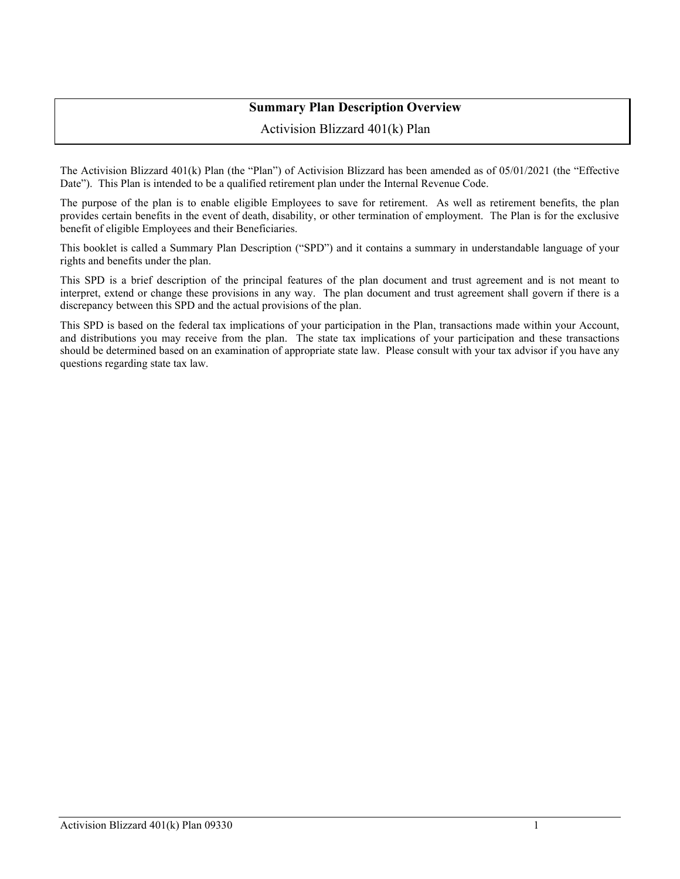# Summary Plan Description Overview

Activision Blizzard 401(k) Plan

The Activision Blizzard 401(k) Plan (the "Plan") of Activision Blizzard has been amended as of 05/01/2021 (the "Effective Date"). This Plan is intended to be a qualified retirement plan under the Internal Revenue Code.

The purpose of the plan is to enable eligible Employees to save for retirement. As well as retirement benefits, the plan provides certain benefits in the event of death, disability, or other termination of employment. The Plan is for the exclusive benefit of eligible Employees and their Beneficiaries.

This booklet is called a Summary Plan Description ("SPD") and it contains a summary in understandable language of your rights and benefits under the plan.

This SPD is a brief description of the principal features of the plan document and trust agreement and is not meant to interpret, extend or change these provisions in any way. The plan document and trust agreement shall govern if there is a discrepancy between this SPD and the actual provisions of the plan.

This SPD is based on the federal tax implications of your participation in the Plan, transactions made within your Account, and distributions you may receive from the plan. The state tax implications of your participation and these transactions should be determined based on an examination of appropriate state law. Please consult with your tax advisor if you have any questions regarding state tax law.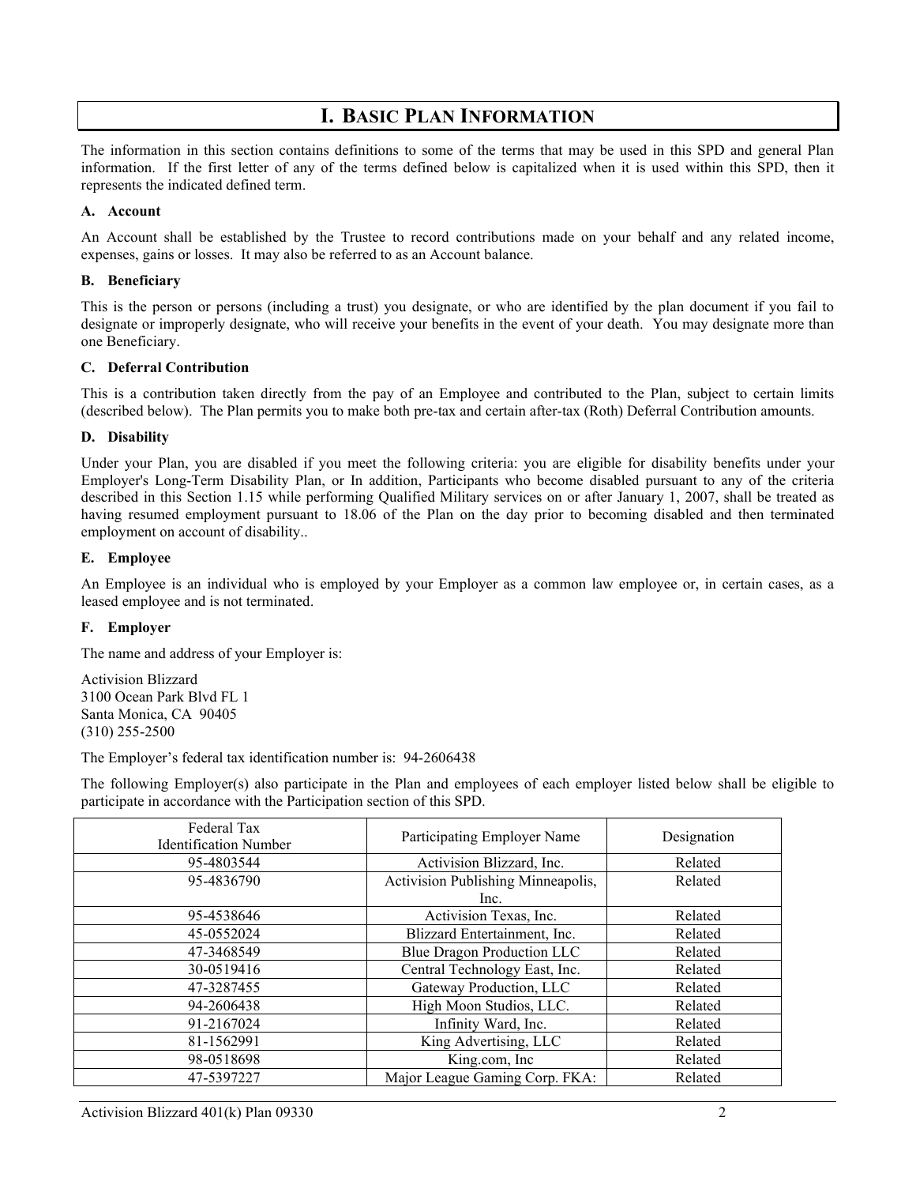# I. Basic Plan Information

The information in this section contains definitions to some of the terms that may be used in this SPD and general Plan information. If the first letter of any of the terms defined below is capitalized when it is used within this SPD, then it represents the indicated defined term.

### A. Account

An Account shall be established by the Trustee to record contributions made on your behalf and any related income, expenses, gains or losses. It may also be referred to as an Account balance.

### B. Beneficiary

This is the person or persons (including a trust) you designate, or who are identified by the plan document if you fail to designate or improperly designate, who will receive your benefits in the event of your death. You may designate more than one Beneficiary.

### C. Deferral Contribution

This is a contribution taken directly from the pay of an Employee and contributed to the Plan, subject to certain limits (described below). The Plan permits you to make both pre-tax and certain after-tax (Roth) Deferral Contribution amounts.

### D. Disability

Under your Plan, you are disabled if you meet the following criteria: you are eligible for disability benefits under your Employer's Long-Term Disability Plan, or In addition, Participants who become disabled pursuant to any of the criteria described in this Section 1.15 while performing Qualified Military services on or after January 1, 2007, shall be treated as having resumed employment pursuant to 18.06 of the Plan on the day prior to becoming disabled and then terminated employment on account of disability..

### E. Employee

An Employee is an individual who is employed by your Employer as a common law employee or, in certain cases, as a leased employee and is not terminated.

### F. Employer

The name and address of your Employer is:

Activision Blizzard
3100 Ocean Park Blvd FL 1
Santa Monica, CA 90405
(310) 255-2500

The Employer's federal tax identification number is: 94-2606438

The following Employer(s) also participate in the Plan and employees of each employer listed below shall be eligible to participate in accordance with the Participation section of this SPD.

| Federal Tax Identification Number | Participating Employer Name | Designation |
|---|---|---|
| 95-4803544 | Activision Blizzard, Inc. | Related |
| 95-4836790 | Activision Publishing Minneapolis, Inc. | Related |
| 95-4538646 | Activision Texas, Inc. | Related |
| 45-0552024 | Blizzard Entertainment, Inc. | Related |
| 47-3468549 | Blue Dragon Production LLC | Related |
| 30-0519416 | Central Technology East, Inc. | Related |
| 47-3287455 | Gateway Production, LLC | Related |
| 94-2606438 | High Moon Studios, LLC. | Related |
| 91-2167024 | Infinity Ward, Inc. | Related |
| 81-1562991 | King Advertising, LLC | Related |
| 98-0518698 | King.com, Inc | Related |
| 47-5397227 | Major League Gaming Corp. FKA: | Related |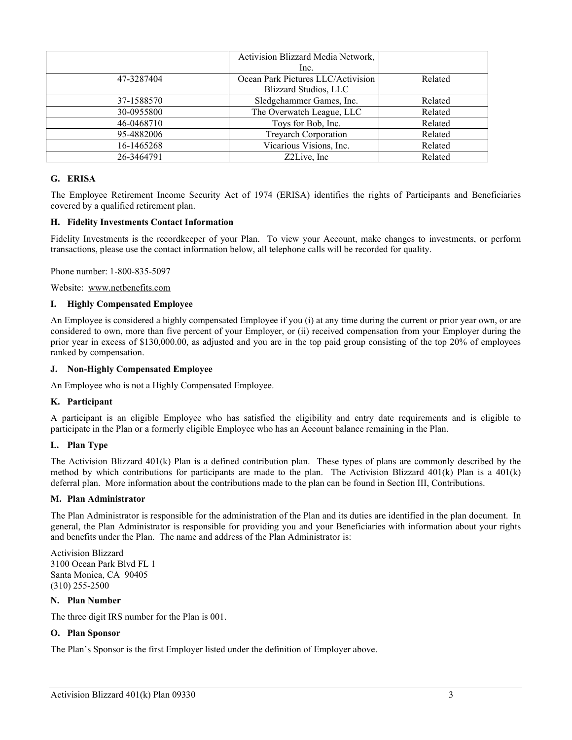| | | |
|---|---|---|
| | Activision Blizzard Media Network, Inc. | |
| 47-3287404 | Ocean Park Pictures LLC/Activision Blizzard Studios, LLC | Related |
| 37-1588570 | Sledgehammer Games, Inc. | Related |
| 30-0955800 | The Overwatch League, LLC | Related |
| 46-0468710 | Toys for Bob, Inc. | Related |
| 95-4882006 | Treyarch Corporation | Related |
| 16-1465268 | Vicarious Visions, Inc. | Related |
| 26-3464791 | Z2Live, Inc | Related |

### G. ERISA

The Employee Retirement Income Security Act of 1974 (ERISA) identifies the rights of Participants and Beneficiaries covered by a qualified retirement plan.

### H. Fidelity Investments Contact Information

Fidelity Investments is the recordkeeper of your Plan. To view your Account, make changes to investments, or perform transactions, please use the contact information below, all telephone calls will be recorded for quality.

Phone number: 1-800-835-5097

Website: www.netbenefits.com

### I. Highly Compensated Employee

An Employee is considered a highly compensated Employee if you (i) at any time during the current or prior year own, or are considered to own, more than five percent of your Employer, or (ii) received compensation from your Employer during the prior year in excess of $130,000.00, as adjusted and you are in the top paid group consisting of the top 20% of employees ranked by compensation.

### J. Non-Highly Compensated Employee

An Employee who is not a Highly Compensated Employee.

### K. Participant

A participant is an eligible Employee who has satisfied the eligibility and entry date requirements and is eligible to participate in the Plan or a formerly eligible Employee who has an Account balance remaining in the Plan.

### L. Plan Type

The Activision Blizzard 401(k) Plan is a defined contribution plan. These types of plans are commonly described by the method by which contributions for participants are made to the plan. The Activision Blizzard 401(k) Plan is a 401(k) deferral plan. More information about the contributions made to the plan can be found in Section III, Contributions.

### M. Plan Administrator

The Plan Administrator is responsible for the administration of the Plan and its duties are identified in the plan document. In general, the Plan Administrator is responsible for providing you and your Beneficiaries with information about your rights and benefits under the Plan. The name and address of the Plan Administrator is:

Activision Blizzard  
3100 Ocean Park Blvd FL 1  
Santa Monica, CA 90405  
(310) 255-2500

### N. Plan Number

The three digit IRS number for the Plan is 001.

### O. Plan Sponsor

The Plan's Sponsor is the first Employer listed under the definition of Employer above.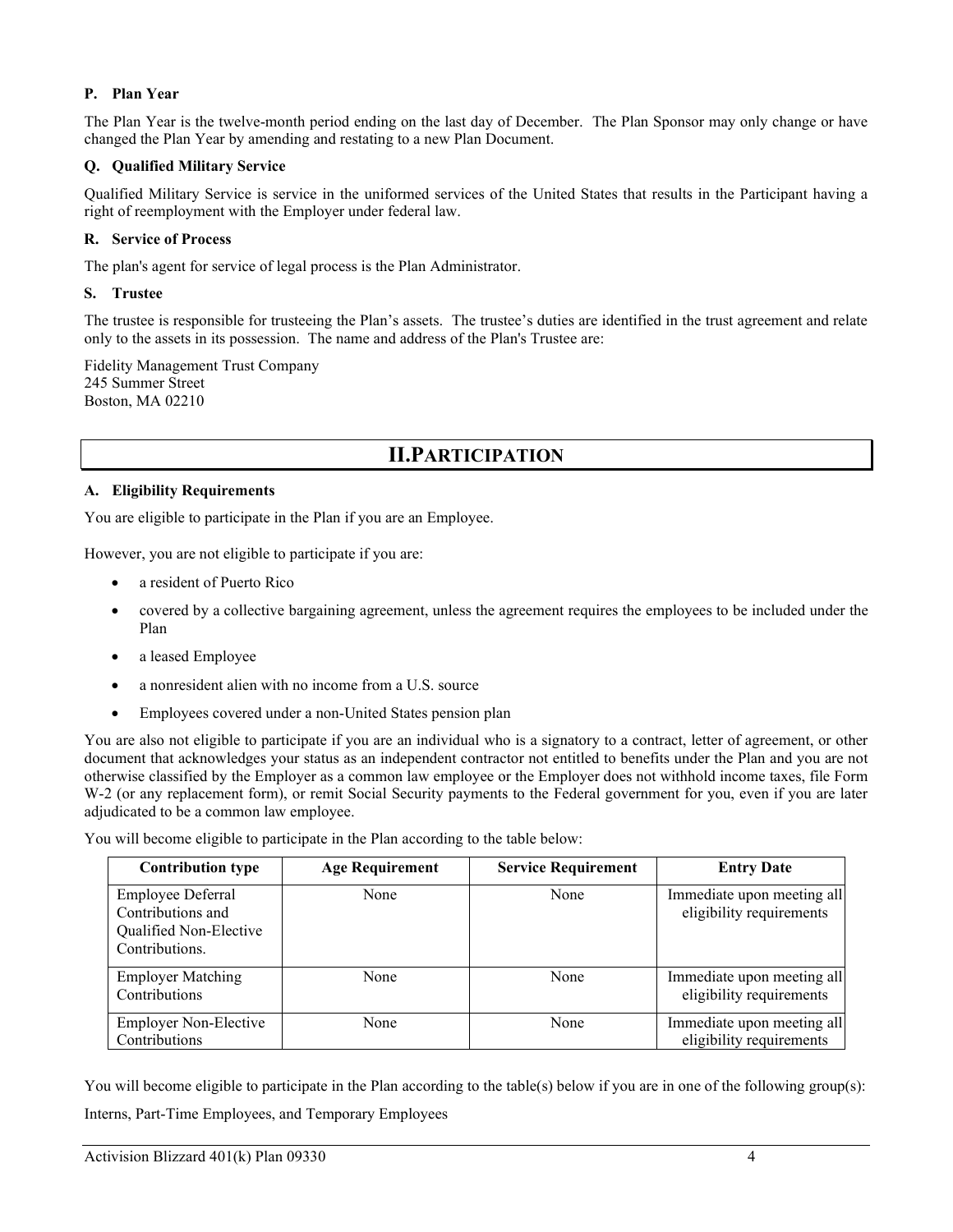### P. Plan Year

The Plan Year is the twelve-month period ending on the last day of December. The Plan Sponsor may only change or have changed the Plan Year by amending and restating to a new Plan Document.

### Q. Qualified Military Service

Qualified Military Service is service in the uniformed services of the United States that results in the Participant having a right of reemployment with the Employer under federal law.

### R. Service of Process

The plan's agent for service of legal process is the Plan Administrator.

### S. Trustee

The trustee is responsible for trusteeing the Plan's assets. The trustee's duties are identified in the trust agreement and relate only to the assets in its possession. The name and address of the Plan's Trustee are:

Fidelity Management Trust Company
245 Summer Street
Boston, MA 02210

## II. PARTICIPATION

### A. Eligibility Requirements

You are eligible to participate in the Plan if you are an Employee.

However, you are not eligible to participate if you are:

- a resident of Puerto Rico
- covered by a collective bargaining agreement, unless the agreement requires the employees to be included under the Plan
- a leased Employee
- a nonresident alien with no income from a U.S. source
- Employees covered under a non-United States pension plan

You are also not eligible to participate if you are an individual who is a signatory to a contract, letter of agreement, or other document that acknowledges your status as an independent contractor not entitled to benefits under the Plan and you are not otherwise classified by the Employer as a common law employee or the Employer does not withhold income taxes, file Form W-2 (or any replacement form), or remit Social Security payments to the Federal government for you, even if you are later adjudicated to be a common law employee.

You will become eligible to participate in the Plan according to the table below:

| Contribution type | Age Requirement | Service Requirement | Entry Date |
|---|---|---|---|
| Employee Deferral Contributions and Qualified Non-Elective Contributions. | None | None | Immediate upon meeting all eligibility requirements |
| Employer Matching Contributions | None | None | Immediate upon meeting all eligibility requirements |
| Employer Non-Elective Contributions | None | None | Immediate upon meeting all eligibility requirements |

You will become eligible to participate in the Plan according to the table(s) below if you are in one of the following group(s):

Interns, Part-Time Employees, and Temporary Employees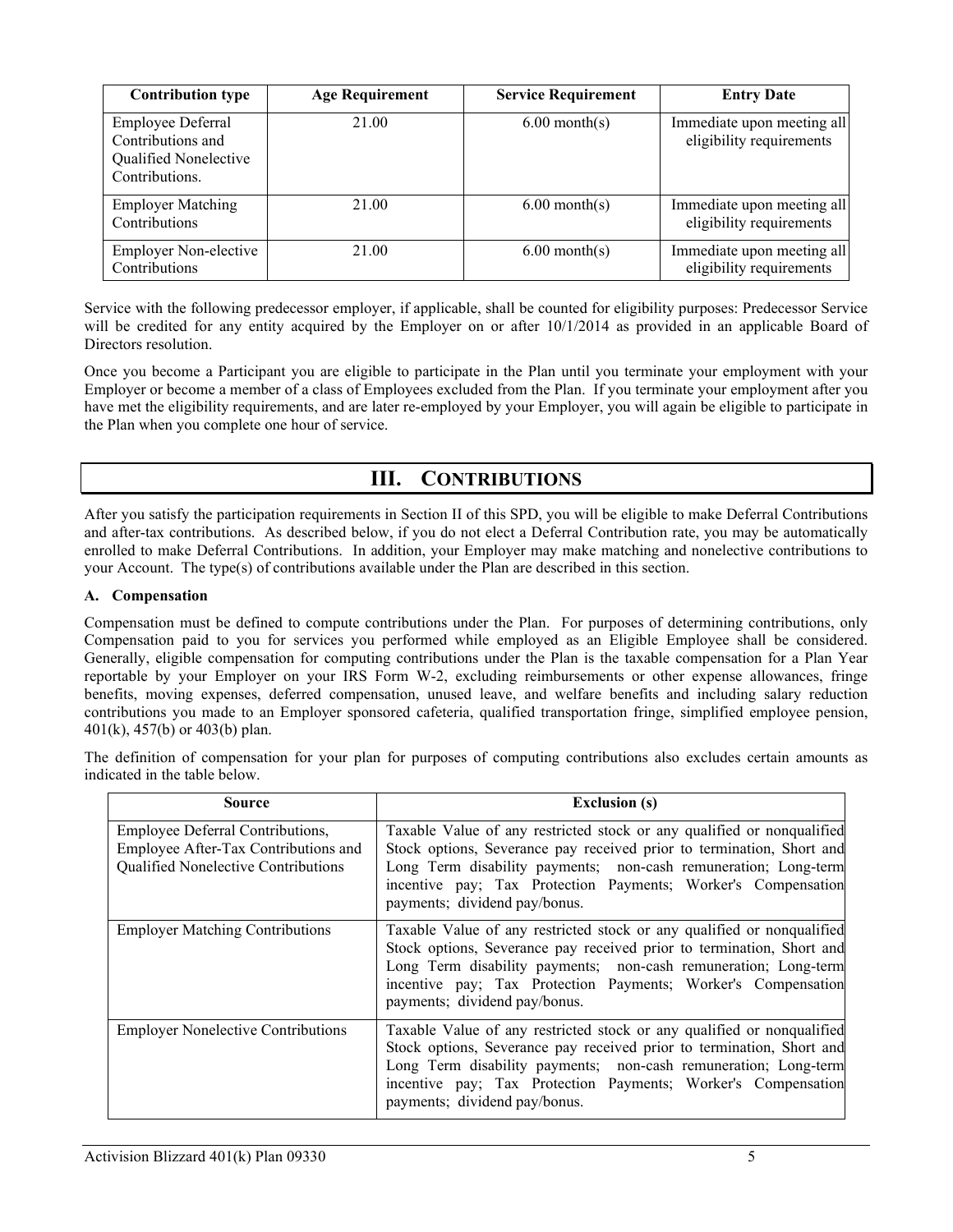| Contribution type | Age Requirement | Service Requirement | Entry Date |
| --- | --- | --- | --- |
| Employee Deferral Contributions and Qualified Nonelective Contributions. | 21.00 | 6.00 month(s) | Immediate upon meeting all eligibility requirements |
| Employer Matching Contributions | 21.00 | 6.00 month(s) | Immediate upon meeting all eligibility requirements |
| Employer Non-elective Contributions | 21.00 | 6.00 month(s) | Immediate upon meeting all eligibility requirements |

Service with the following predecessor employer, if applicable, shall be counted for eligibility purposes: Predecessor Service will be credited for any entity acquired by the Employer on or after 10/1/2014 as provided in an applicable Board of Directors resolution.

Once you become a Participant you are eligible to participate in the Plan until you terminate your employment with your Employer or become a member of a class of Employees excluded from the Plan. If you terminate your employment after you have met the eligibility requirements, and are later re-employed by your Employer, you will again be eligible to participate in the Plan when you complete one hour of service.

# III. CONTRIBUTIONS

After you satisfy the participation requirements in Section II of this SPD, you will be eligible to make Deferral Contributions and after-tax contributions. As described below, if you do not elect a Deferral Contribution rate, you may be automatically enrolled to make Deferral Contributions. In addition, your Employer may make matching and nonelective contributions to your Account. The type(s) of contributions available under the Plan are described in this section.

### A. Compensation

Compensation must be defined to compute contributions under the Plan. For purposes of determining contributions, only Compensation paid to you for services you performed while employed as an Eligible Employee shall be considered. Generally, eligible compensation for computing contributions under the Plan is the taxable compensation for a Plan Year reportable by your Employer on your IRS Form W-2, excluding reimbursements or other expense allowances, fringe benefits, moving expenses, deferred compensation, unused leave, and welfare benefits and including salary reduction contributions you made to an Employer sponsored cafeteria, qualified transportation fringe, simplified employee pension, 401(k), 457(b) or 403(b) plan.

The definition of compensation for your plan for purposes of computing contributions also excludes certain amounts as indicated in the table below.

| Source | Exclusion (s) |
| --- | --- |
| Employee Deferral Contributions, Employee After-Tax Contributions and Qualified Nonelective Contributions | Taxable Value of any restricted stock or any qualified or nonqualified Stock options, Severance pay received prior to termination, Short and Long Term disability payments; non-cash remuneration; Long-term incentive pay; Tax Protection Payments; Worker's Compensation payments; dividend pay/bonus. |
| Employer Matching Contributions | Taxable Value of any restricted stock or any qualified or nonqualified Stock options, Severance pay received prior to termination, Short and Long Term disability payments; non-cash remuneration; Long-term incentive pay; Tax Protection Payments; Worker's Compensation payments; dividend pay/bonus. |
| Employer Nonelective Contributions | Taxable Value of any restricted stock or any qualified or nonqualified Stock options, Severance pay received prior to termination, Short and Long Term disability payments; non-cash remuneration; Long-term incentive pay; Tax Protection Payments; Worker's Compensation payments; dividend pay/bonus. |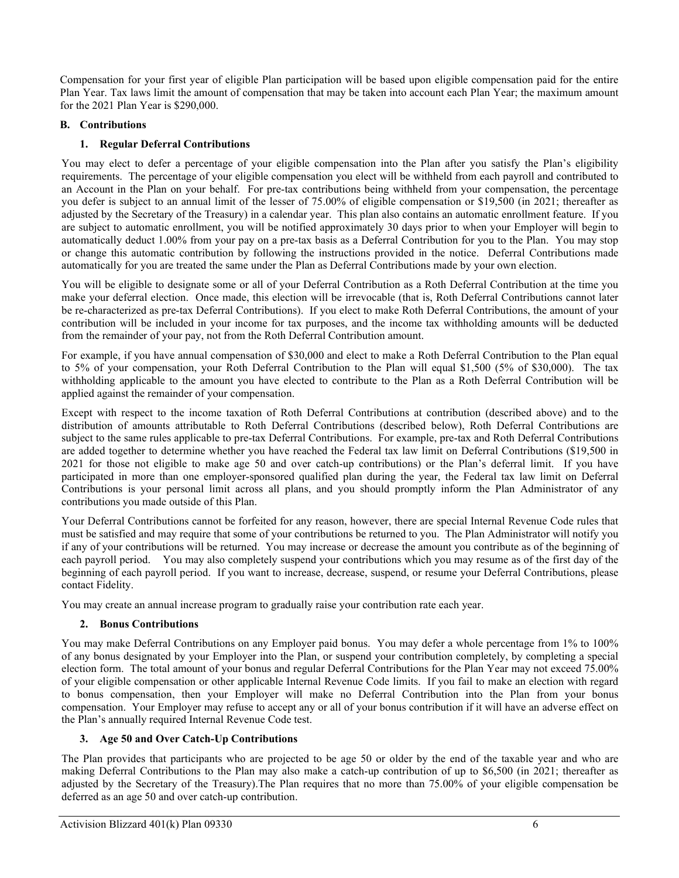Compensation for your first year of eligible Plan participation will be based upon eligible compensation paid for the entire Plan Year. Tax laws limit the amount of compensation that may be taken into account each Plan Year; the maximum amount for the 2021 Plan Year is $290,000.

## B. Contributions

### 1. Regular Deferral Contributions

You may elect to defer a percentage of your eligible compensation into the Plan after you satisfy the Plan's eligibility requirements. The percentage of your eligible compensation you elect will be withheld from each payroll and contributed to an Account in the Plan on your behalf. For pre-tax contributions being withheld from your compensation, the percentage you defer is subject to an annual limit of the lesser of 75.00% of eligible compensation or $19,500 (in 2021; thereafter as adjusted by the Secretary of the Treasury) in a calendar year. This plan also contains an automatic enrollment feature. If you are subject to automatic enrollment, you will be notified approximately 30 days prior to when your Employer will begin to automatically deduct 1.00% from your pay on a pre-tax basis as a Deferral Contribution for you to the Plan. You may stop or change this automatic contribution by following the instructions provided in the notice. Deferral Contributions made automatically for you are treated the same under the Plan as Deferral Contributions made by your own election.

You will be eligible to designate some or all of your Deferral Contribution as a Roth Deferral Contribution at the time you make your deferral election. Once made, this election will be irrevocable (that is, Roth Deferral Contributions cannot later be re-characterized as pre-tax Deferral Contributions). If you elect to make Roth Deferral Contributions, the amount of your contribution will be included in your income for tax purposes, and the income tax withholding amounts will be deducted from the remainder of your pay, not from the Roth Deferral Contribution amount.

For example, if you have annual compensation of $30,000 and elect to make a Roth Deferral Contribution to the Plan equal to 5% of your compensation, your Roth Deferral Contribution to the Plan will equal $1,500 (5% of $30,000). The tax withholding applicable to the amount you have elected to contribute to the Plan as a Roth Deferral Contribution will be applied against the remainder of your compensation.

Except with respect to the income taxation of Roth Deferral Contributions at contribution (described above) and to the distribution of amounts attributable to Roth Deferral Contributions (described below), Roth Deferral Contributions are subject to the same rules applicable to pre-tax Deferral Contributions. For example, pre-tax and Roth Deferral Contributions are added together to determine whether you have reached the Federal tax law limit on Deferral Contributions ($19,500 in 2021 for those not eligible to make age 50 and over catch-up contributions) or the Plan's deferral limit. If you have participated in more than one employer-sponsored qualified plan during the year, the Federal tax law limit on Deferral Contributions is your personal limit across all plans, and you should promptly inform the Plan Administrator of any contributions you made outside of this Plan.

Your Deferral Contributions cannot be forfeited for any reason, however, there are special Internal Revenue Code rules that must be satisfied and may require that some of your contributions be returned to you. The Plan Administrator will notify you if any of your contributions will be returned. You may increase or decrease the amount you contribute as of the beginning of each payroll period. You may also completely suspend your contributions which you may resume as of the first day of the beginning of each payroll period. If you want to increase, decrease, suspend, or resume your Deferral Contributions, please contact Fidelity.

You may create an annual increase program to gradually raise your contribution rate each year.

### 2. Bonus Contributions

You may make Deferral Contributions on any Employer paid bonus. You may defer a whole percentage from 1% to 100% of any bonus designated by your Employer into the Plan, or suspend your contribution completely, by completing a special election form. The total amount of your bonus and regular Deferral Contributions for the Plan Year may not exceed 75.00% of your eligible compensation or other applicable Internal Revenue Code limits. If you fail to make an election with regard to bonus compensation, then your Employer will make no Deferral Contribution into the Plan from your bonus compensation. Your Employer may refuse to accept any or all of your bonus contribution if it will have an adverse effect on the Plan's annually required Internal Revenue Code test.

### 3. Age 50 and Over Catch-Up Contributions

The Plan provides that participants who are projected to be age 50 or older by the end of the taxable year and who are making Deferral Contributions to the Plan may also make a catch-up contribution of up to $6,500 (in 2021; thereafter as adjusted by the Secretary of the Treasury).The Plan requires that no more than 75.00% of your eligible compensation be deferred as an age 50 and over catch-up contribution.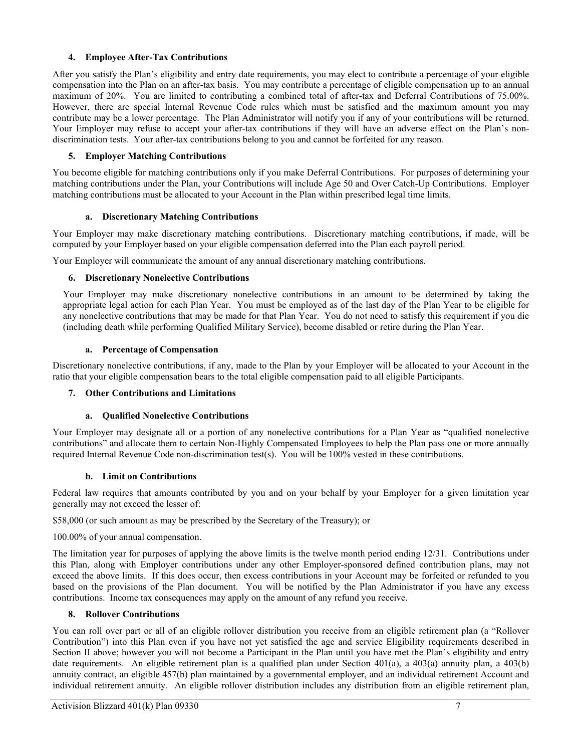### 4. Employee After-Tax Contributions

After you satisfy the Plan's eligibility and entry date requirements, you may elect to contribute a percentage of your eligible compensation into the Plan on an after-tax basis. You may contribute a percentage of eligible compensation up to an annual maximum of 20%. You are limited to contributing a combined total of after-tax and Deferral Contributions of 75.00%. However, there are special Internal Revenue Code rules which must be satisfied and the maximum amount you may contribute may be a lower percentage. The Plan Administrator will notify you if any of your contributions will be returned. Your Employer may refuse to accept your after-tax contributions if they will have an adverse effect on the Plan's non-discrimination tests. Your after-tax contributions belong to you and cannot be forfeited for any reason.

### 5. Employer Matching Contributions

You become eligible for matching contributions only if you make Deferral Contributions. For purposes of determining your matching contributions under the Plan, your Contributions will include Age 50 and Over Catch-Up Contributions. Employer matching contributions must be allocated to your Account in the Plan within prescribed legal time limits.

#### a. Discretionary Matching Contributions

Your Employer may make discretionary matching contributions. Discretionary matching contributions, if made, will be computed by your Employer based on your eligible compensation deferred into the Plan each payroll period.

Your Employer will communicate the amount of any annual discretionary matching contributions.

### 6. Discretionary Nonelective Contributions

Your Employer may make discretionary nonelective contributions in an amount to be determined by taking the appropriate legal action for each Plan Year. You must be employed as of the last day of the Plan Year to be eligible for any nonelective contributions that may be made for that Plan Year. You do not need to satisfy this requirement if you die (including death while performing Qualified Military Service), become disabled or retire during the Plan Year.

#### a. Percentage of Compensation

Discretionary nonelective contributions, if any, made to the Plan by your Employer will be allocated to your Account in the ratio that your eligible compensation bears to the total eligible compensation paid to all eligible Participants.

### 7. Other Contributions and Limitations

#### a. Qualified Nonelective Contributions

Your Employer may designate all or a portion of any nonelective contributions for a Plan Year as "qualified nonelective contributions" and allocate them to certain Non-Highly Compensated Employees to help the Plan pass one or more annually required Internal Revenue Code non-discrimination test(s). You will be 100% vested in these contributions.

#### b. Limit on Contributions

Federal law requires that amounts contributed by you and on your behalf by your Employer for a given limitation year generally may not exceed the lesser of:

$58,000 (or such amount as may be prescribed by the Secretary of the Treasury); or

100.00% of your annual compensation.

The limitation year for purposes of applying the above limits is the twelve month period ending 12/31. Contributions under this Plan, along with Employer contributions under any other Employer-sponsored defined contribution plans, may not exceed the above limits. If this does occur, then excess contributions in your Account may be forfeited or refunded to you based on the provisions of the Plan document. You will be notified by the Plan Administrator if you have any excess contributions. Income tax consequences may apply on the amount of any refund you receive.

### 8. Rollover Contributions

You can roll over part or all of an eligible rollover distribution you receive from an eligible retirement plan (a "Rollover Contribution") into this Plan even if you have not yet satisfied the age and service Eligibility requirements described in Section II above; however you will not become a Participant in the Plan until you have met the Plan's eligibility and entry date requirements. An eligible retirement plan is a qualified plan under Section 401(a), a 403(a) annuity plan, a 403(b) annuity contract, an eligible 457(b) plan maintained by a governmental employer, and an individual retirement Account and individual retirement annuity. An eligible rollover distribution includes any distribution from an eligible retirement plan,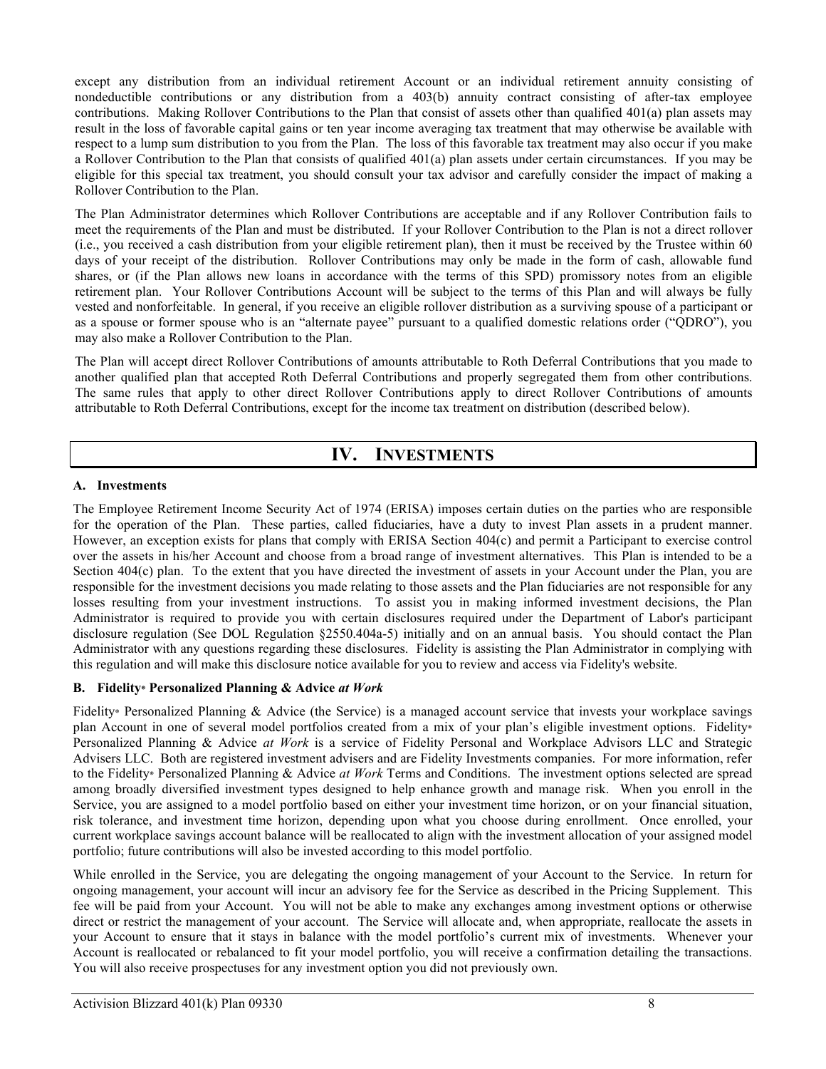except any distribution from an individual retirement Account or an individual retirement annuity consisting of nondeductible contributions or any distribution from a 403(b) annuity contract consisting of after-tax employee contributions. Making Rollover Contributions to the Plan that consist of assets other than qualified 401(a) plan assets may result in the loss of favorable capital gains or ten year income averaging tax treatment that may otherwise be available with respect to a lump sum distribution to you from the Plan. The loss of this favorable tax treatment may also occur if you make a Rollover Contribution to the Plan that consists of qualified 401(a) plan assets under certain circumstances. If you may be eligible for this special tax treatment, you should consult your tax advisor and carefully consider the impact of making a Rollover Contribution to the Plan.

The Plan Administrator determines which Rollover Contributions are acceptable and if any Rollover Contribution fails to meet the requirements of the Plan and must be distributed. If your Rollover Contribution to the Plan is not a direct rollover (i.e., you received a cash distribution from your eligible retirement plan), then it must be received by the Trustee within 60 days of your receipt of the distribution. Rollover Contributions may only be made in the form of cash, allowable fund shares, or (if the Plan allows new loans in accordance with the terms of this SPD) promissory notes from an eligible retirement plan. Your Rollover Contributions Account will be subject to the terms of this Plan and will always be fully vested and nonforfeitable. In general, if you receive an eligible rollover distribution as a surviving spouse of a participant or as a spouse or former spouse who is an "alternate payee" pursuant to a qualified domestic relations order ("QDRO"), you may also make a Rollover Contribution to the Plan.

The Plan will accept direct Rollover Contributions of amounts attributable to Roth Deferral Contributions that you made to another qualified plan that accepted Roth Deferral Contributions and properly segregated them from other contributions. The same rules that apply to other direct Rollover Contributions apply to direct Rollover Contributions of amounts attributable to Roth Deferral Contributions, except for the income tax treatment on distribution (described below).

# IV. INVESTMENTS

### A. Investments

The Employee Retirement Income Security Act of 1974 (ERISA) imposes certain duties on the parties who are responsible for the operation of the Plan. These parties, called fiduciaries, have a duty to invest Plan assets in a prudent manner. However, an exception exists for plans that comply with ERISA Section 404(c) and permit a Participant to exercise control over the assets in his/her Account and choose from a broad range of investment alternatives. This Plan is intended to be a Section 404(c) plan. To the extent that you have directed the investment of assets in your Account under the Plan, you are responsible for the investment decisions you made relating to those assets and the Plan fiduciaries are not responsible for any losses resulting from your investment instructions. To assist you in making informed investment decisions, the Plan Administrator is required to provide you with certain disclosures required under the Department of Labor's participant disclosure regulation (See DOL Regulation §2550.404a-5) initially and on an annual basis. You should contact the Plan Administrator with any questions regarding these disclosures. Fidelity is assisting the Plan Administrator in complying with this regulation and will make this disclosure notice available for you to review and access via Fidelity's website.

### B. Fidelity® Personalized Planning & Advice *at Work*

Fidelity® Personalized Planning & Advice (the Service) is a managed account service that invests your workplace savings plan Account in one of several model portfolios created from a mix of your plan's eligible investment options. Fidelity® Personalized Planning & Advice *at Work* is a service of Fidelity Personal and Workplace Advisors LLC and Strategic Advisers LLC. Both are registered investment advisers and are Fidelity Investments companies. For more information, refer to the Fidelity® Personalized Planning & Advice *at Work* Terms and Conditions. The investment options selected are spread among broadly diversified investment types designed to help enhance growth and manage risk. When you enroll in the Service, you are assigned to a model portfolio based on either your investment time horizon, or on your financial situation, risk tolerance, and investment time horizon, depending upon what you choose during enrollment. Once enrolled, your current workplace savings account balance will be reallocated to align with the investment allocation of your assigned model portfolio; future contributions will also be invested according to this model portfolio.

While enrolled in the Service, you are delegating the ongoing management of your Account to the Service. In return for ongoing management, your account will incur an advisory fee for the Service as described in the Pricing Supplement. This fee will be paid from your Account. You will not be able to make any exchanges among investment options or otherwise direct or restrict the management of your account. The Service will allocate and, when appropriate, reallocate the assets in your Account to ensure that it stays in balance with the model portfolio's current mix of investments. Whenever your Account is reallocated or rebalanced to fit your model portfolio, you will receive a confirmation detailing the transactions. You will also receive prospectuses for any investment option you did not previously own.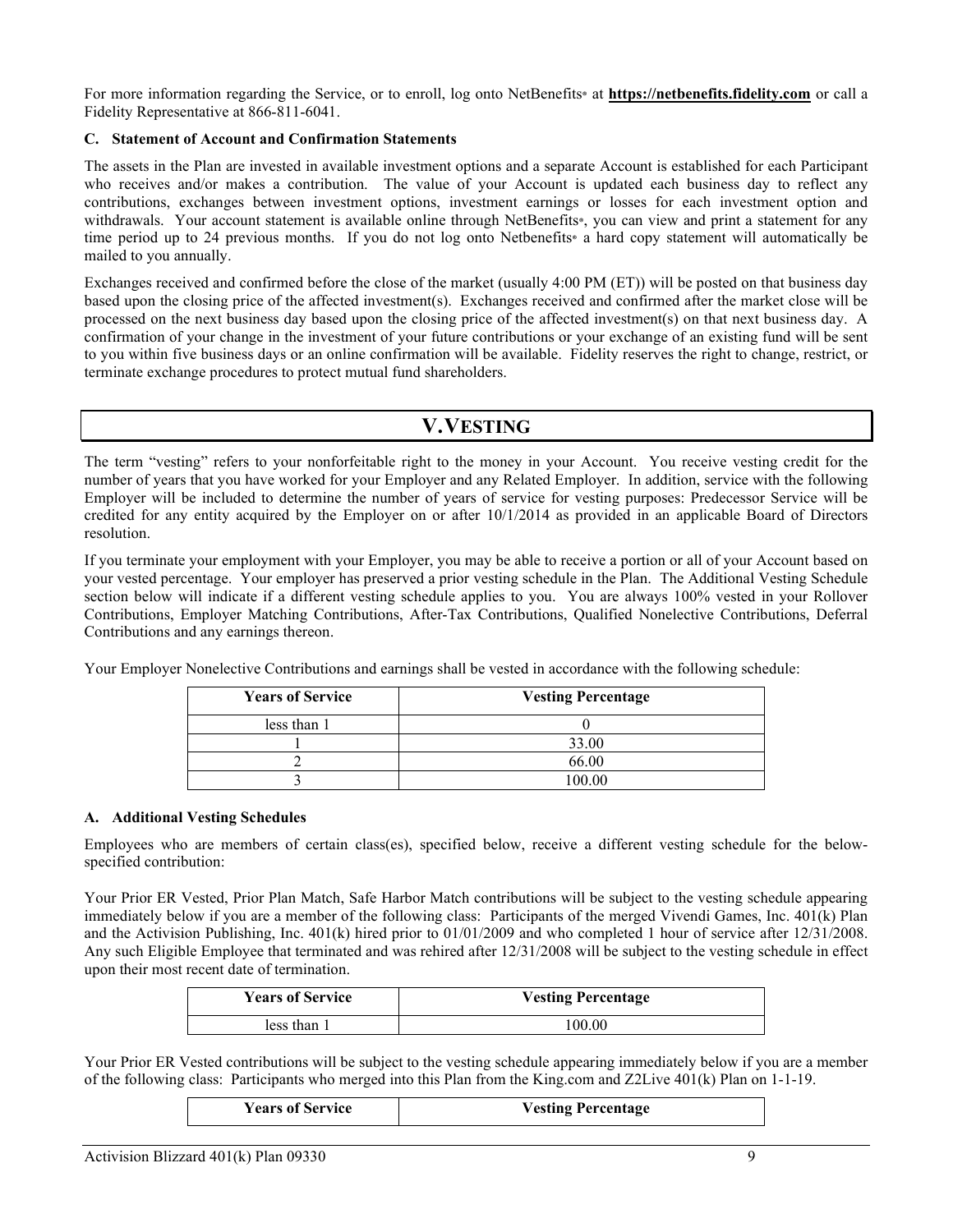For more information regarding the Service, or to enroll, log onto NetBenefits® at **https://netbenefits.fidelity.com** or call a Fidelity Representative at 866-811-6041.

### C. Statement of Account and Confirmation Statements

The assets in the Plan are invested in available investment options and a separate Account is established for each Participant who receives and/or makes a contribution. The value of your Account is updated each business day to reflect any contributions, exchanges between investment options, investment earnings or losses for each investment option and withdrawals. Your account statement is available online through NetBenefits®, you can view and print a statement for any time period up to 24 previous months. If you do not log onto Netbenefits® a hard copy statement will automatically be mailed to you annually.

Exchanges received and confirmed before the close of the market (usually 4:00 PM (ET)) will be posted on that business day based upon the closing price of the affected investment(s). Exchanges received and confirmed after the market close will be processed on the next business day based upon the closing price of the affected investment(s) on that next business day. A confirmation of your change in the investment of your future contributions or your exchange of an existing fund will be sent to you within five business days or an online confirmation will be available. Fidelity reserves the right to change, restrict, or terminate exchange procedures to protect mutual fund shareholders.

## V. VESTING

The term "vesting" refers to your nonforfeitable right to the money in your Account. You receive vesting credit for the number of years that you have worked for your Employer and any Related Employer. In addition, service with the following Employer will be included to determine the number of years of service for vesting purposes: Predecessor Service will be credited for any entity acquired by the Employer on or after 10/1/2014 as provided in an applicable Board of Directors resolution.

If you terminate your employment with your Employer, you may be able to receive a portion or all of your Account based on your vested percentage. Your employer has preserved a prior vesting schedule in the Plan. The Additional Vesting Schedule section below will indicate if a different vesting schedule applies to you. You are always 100% vested in your Rollover Contributions, Employer Matching Contributions, After-Tax Contributions, Qualified Nonelective Contributions, Deferral Contributions and any earnings thereon.

Your Employer Nonelective Contributions and earnings shall be vested in accordance with the following schedule:

| Years of Service | Vesting Percentage |
|---|---|
| less than 1 | 0 |
| 1 | 33.00 |
| 2 | 66.00 |
| 3 | 100.00 |

### A. Additional Vesting Schedules

Employees who are members of certain class(es), specified below, receive a different vesting schedule for the below-specified contribution:

Your Prior ER Vested, Prior Plan Match, Safe Harbor Match contributions will be subject to the vesting schedule appearing immediately below if you are a member of the following class: Participants of the merged Vivendi Games, Inc. 401(k) Plan and the Activision Publishing, Inc. 401(k) hired prior to 01/01/2009 and who completed 1 hour of service after 12/31/2008. Any such Eligible Employee that terminated and was rehired after 12/31/2008 will be subject to the vesting schedule in effect upon their most recent date of termination.

| Years of Service | Vesting Percentage |
|---|---|
| less than 1 | 100.00 |

Your Prior ER Vested contributions will be subject to the vesting schedule appearing immediately below if you are a member of the following class: Participants who merged into this Plan from the King.com and Z2Live 401(k) Plan on 1-1-19.

| Years of Service | Vesting Percentage |
|---|---|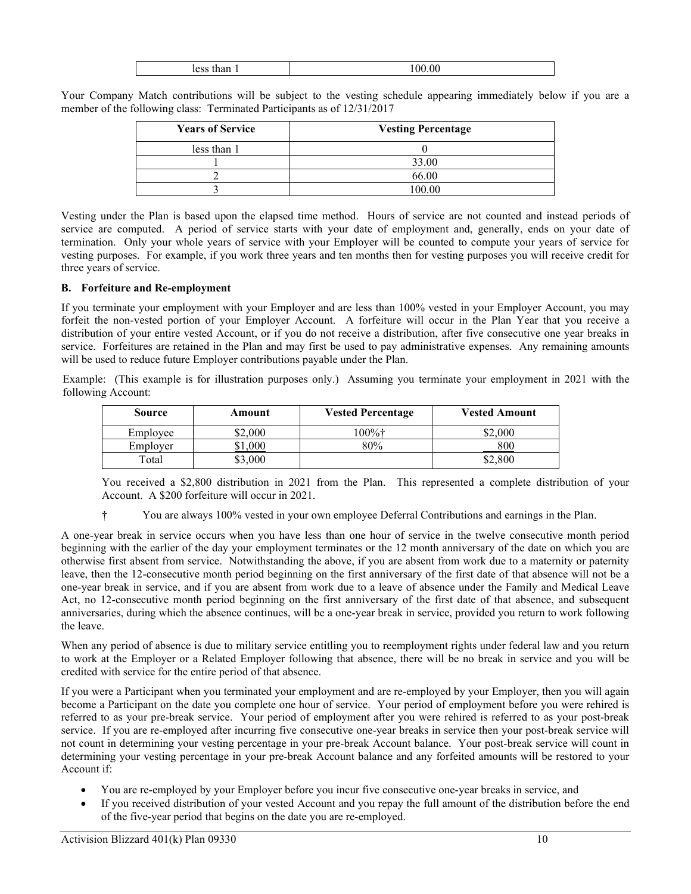| less than 1 | 100.00 |
|---|---|

Your Company Match contributions will be subject to the vesting schedule appearing immediately below if you are a member of the following class: Terminated Participants as of 12/31/2017

| Years of Service | Vesting Percentage |
|---|---|
| less than 1 | 0 |
| 1 | 33.00 |
| 2 | 66.00 |
| 3 | 100.00 |

Vesting under the Plan is based upon the elapsed time method. Hours of service are not counted and instead periods of service are computed. A period of service starts with your date of employment and, generally, ends on your date of termination. Only your whole years of service with your Employer will be counted to compute your years of service for vesting purposes. For example, if you work three years and ten months then for vesting purposes you will receive credit for three years of service.

**B. Forfeiture and Re-employment**

If you terminate your employment with your Employer and are less than 100% vested in your Employer Account, you may forfeit the non-vested portion of your Employer Account. A forfeiture will occur in the Plan Year that you receive a distribution of your entire vested Account, or if you do not receive a distribution, after five consecutive one year breaks in service. Forfeitures are retained in the Plan and may first be used to pay administrative expenses. Any remaining amounts will be used to reduce future Employer contributions payable under the Plan.

Example: (This example is for illustration purposes only.) Assuming you terminate your employment in 2021 with the following Account:

| Source | Amount | Vested Percentage | Vested Amount |
|---|---|---|---|
| Employee | $2,000 | 100%† | $2,000 |
| Employer | $1,000 | 80% | 800 |
| Total | $3,000 | | $2,800 |

You received a $2,800 distribution in 2021 from the Plan. This represented a complete distribution of your Account. A $200 forfeiture will occur in 2021.

† You are always 100% vested in your own employee Deferral Contributions and earnings in the Plan.

A one-year break in service occurs when you have less than one hour of service in the twelve consecutive month period beginning with the earlier of the day your employment terminates or the 12 month anniversary of the date on which you are otherwise first absent from service. Notwithstanding the above, if you are absent from work due to a maternity or paternity leave, then the 12-consecutive month period beginning on the first anniversary of the first date of that absence will not be a one-year break in service, and if you are absent from work due to a leave of absence under the Family and Medical Leave Act, no 12-consecutive month period beginning on the first anniversary of the first date of that absence, and subsequent anniversaries, during which the absence continues, will be a one-year break in service, provided you return to work following the leave.

When any period of absence is due to military service entitling you to reemployment rights under federal law and you return to work at the Employer or a Related Employer following that absence, there will be no break in service and you will be credited with service for the entire period of that absence.

If you were a Participant when you terminated your employment and are re-employed by your Employer, then you will again become a Participant on the date you complete one hour of service. Your period of employment before you were rehired is referred to as your pre-break service. Your period of employment after you were rehired is referred to as your post-break service. If you are re-employed after incurring five consecutive one-year breaks in service then your post-break service will not count in determining your vesting percentage in your pre-break Account balance. Your post-break service will count in determining your vesting percentage in your pre-break Account balance and any forfeited amounts will be restored to your Account if:

- You are re-employed by your Employer before you incur five consecutive one-year breaks in service, and
- If you received distribution of your vested Account and you repay the full amount of the distribution before the end of the five-year period that begins on the date you are re-employed.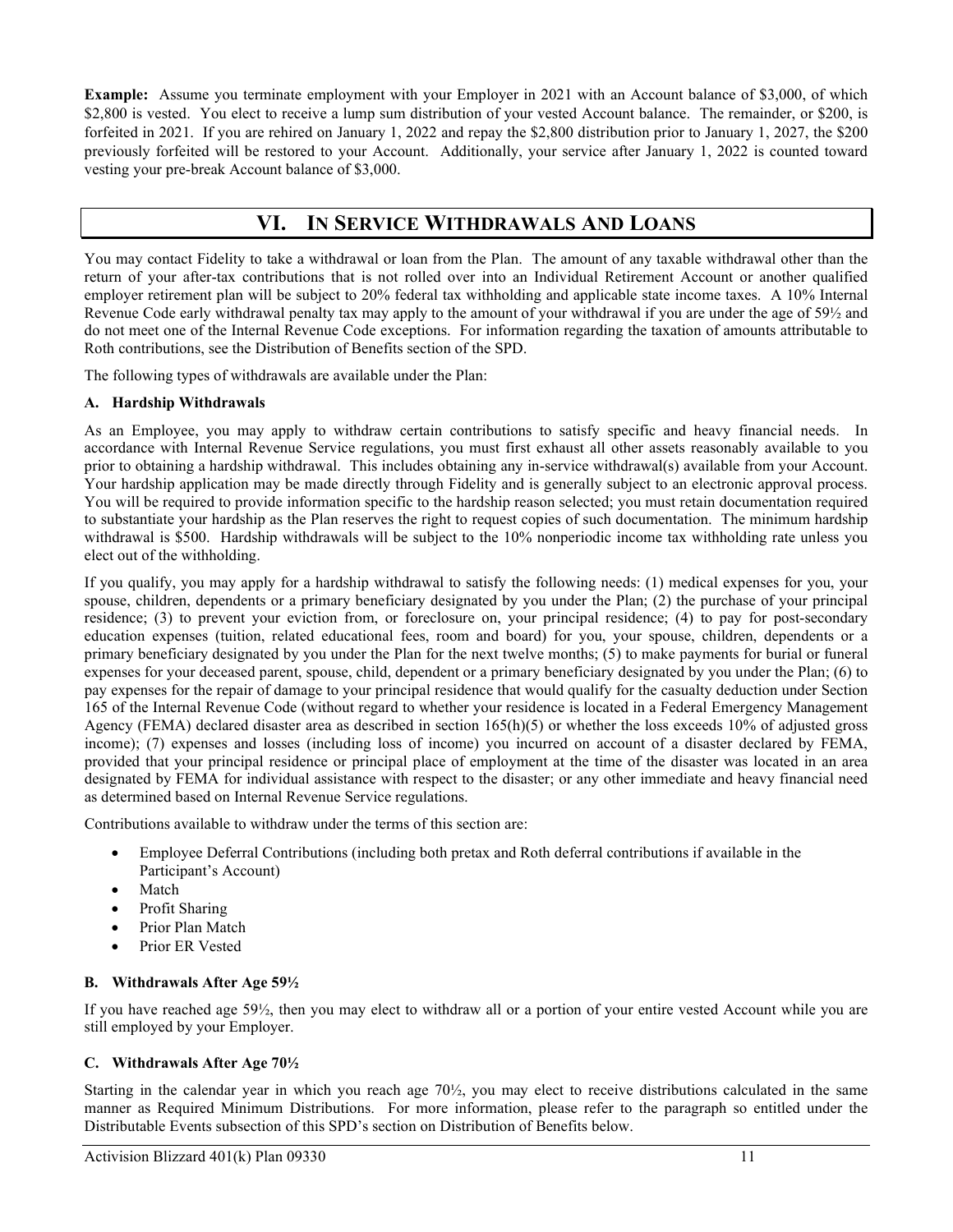**Example:** Assume you terminate employment with your Employer in 2021 with an Account balance of $3,000, of which $2,800 is vested. You elect to receive a lump sum distribution of your vested Account balance. The remainder, or $200, is forfeited in 2021. If you are rehired on January 1, 2022 and repay the $2,800 distribution prior to January 1, 2027, the $200 previously forfeited will be restored to your Account. Additionally, your service after January 1, 2022 is counted toward vesting your pre-break Account balance of $3,000.

## VI. In Service Withdrawals And Loans

You may contact Fidelity to take a withdrawal or loan from the Plan. The amount of any taxable withdrawal other than the return of your after-tax contributions that is not rolled over into an Individual Retirement Account or another qualified employer retirement plan will be subject to 20% federal tax withholding and applicable state income taxes. A 10% Internal Revenue Code early withdrawal penalty tax may apply to the amount of your withdrawal if you are under the age of 59½ and do not meet one of the Internal Revenue Code exceptions. For information regarding the taxation of amounts attributable to Roth contributions, see the Distribution of Benefits section of the SPD.

The following types of withdrawals are available under the Plan:

### A. Hardship Withdrawals

As an Employee, you may apply to withdraw certain contributions to satisfy specific and heavy financial needs. In accordance with Internal Revenue Service regulations, you must first exhaust all other assets reasonably available to you prior to obtaining a hardship withdrawal. This includes obtaining any in-service withdrawal(s) available from your Account. Your hardship application may be made directly through Fidelity and is generally subject to an electronic approval process. You will be required to provide information specific to the hardship reason selected; you must retain documentation required to substantiate your hardship as the Plan reserves the right to request copies of such documentation. The minimum hardship withdrawal is $500. Hardship withdrawals will be subject to the 10% nonperiodic income tax withholding rate unless you elect out of the withholding.

If you qualify, you may apply for a hardship withdrawal to satisfy the following needs: (1) medical expenses for you, your spouse, children, dependents or a primary beneficiary designated by you under the Plan; (2) the purchase of your principal residence; (3) to prevent your eviction from, or foreclosure on, your principal residence; (4) to pay for post-secondary education expenses (tuition, related educational fees, room and board) for you, your spouse, children, dependents or a primary beneficiary designated by you under the Plan for the next twelve months; (5) to make payments for burial or funeral expenses for your deceased parent, spouse, child, dependent or a primary beneficiary designated by you under the Plan; (6) to pay expenses for the repair of damage to your principal residence that would qualify for the casualty deduction under Section 165 of the Internal Revenue Code (without regard to whether your residence is located in a Federal Emergency Management Agency (FEMA) declared disaster area as described in section 165(h)(5) or whether the loss exceeds 10% of adjusted gross income); (7) expenses and losses (including loss of income) you incurred on account of a disaster declared by FEMA, provided that your principal residence or principal place of employment at the time of the disaster was located in an area designated by FEMA for individual assistance with respect to the disaster; or any other immediate and heavy financial need as determined based on Internal Revenue Service regulations.

Contributions available to withdraw under the terms of this section are:

- Employee Deferral Contributions (including both pretax and Roth deferral contributions if available in the Participant's Account)
- Match
- Profit Sharing
- Prior Plan Match
- Prior ER Vested

### B. Withdrawals After Age 59½

If you have reached age 59½, then you may elect to withdraw all or a portion of your entire vested Account while you are still employed by your Employer.

### C. Withdrawals After Age 70½

Starting in the calendar year in which you reach age 70½, you may elect to receive distributions calculated in the same manner as Required Minimum Distributions. For more information, please refer to the paragraph so entitled under the Distributable Events subsection of this SPD's section on Distribution of Benefits below.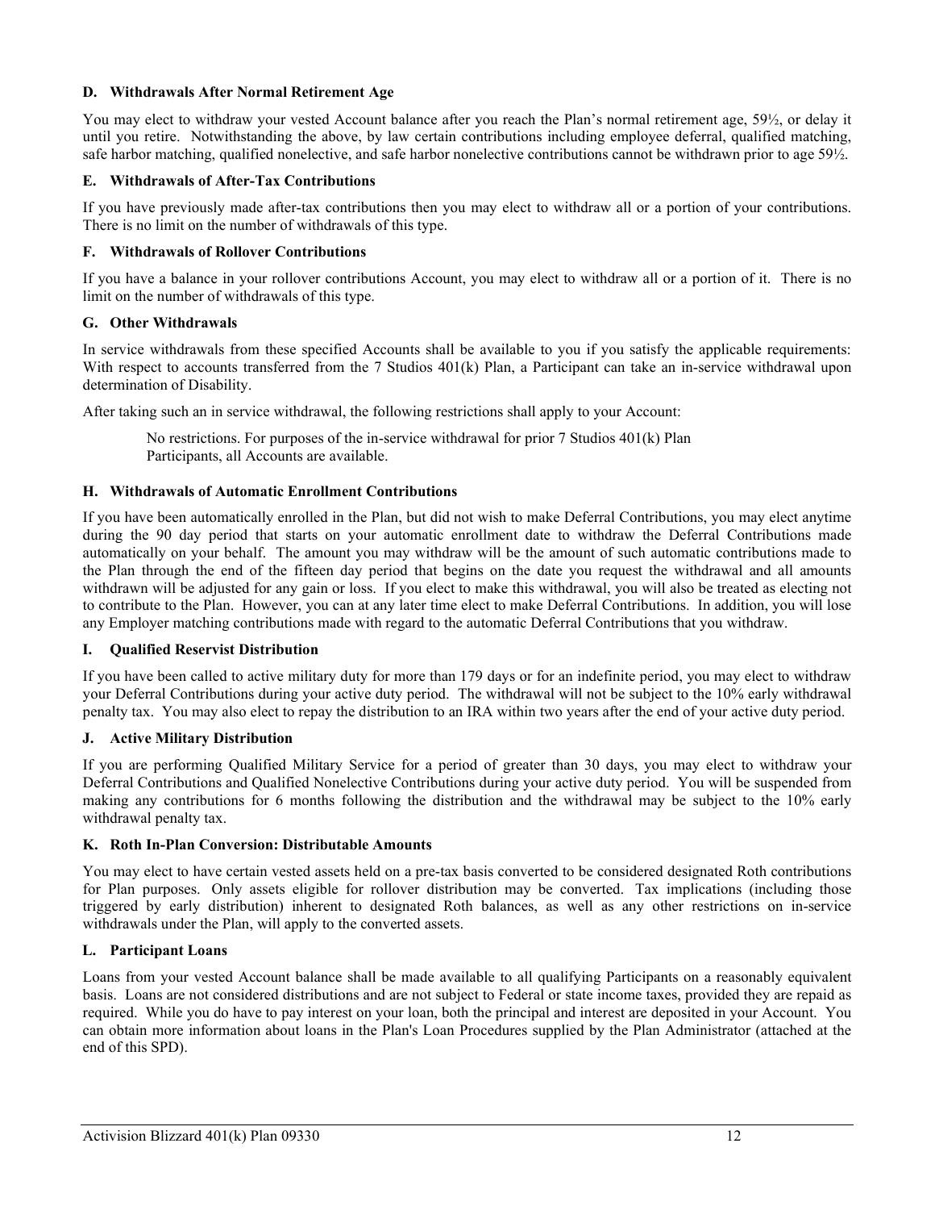**D. Withdrawals After Normal Retirement Age**

You may elect to withdraw your vested Account balance after you reach the Plan's normal retirement age, 59½, or delay it until you retire. Notwithstanding the above, by law certain contributions including employee deferral, qualified matching, safe harbor matching, qualified nonelective, and safe harbor nonelective contributions cannot be withdrawn prior to age 59½.

**E. Withdrawals of After-Tax Contributions**

If you have previously made after-tax contributions then you may elect to withdraw all or a portion of your contributions. There is no limit on the number of withdrawals of this type.

**F. Withdrawals of Rollover Contributions**

If you have a balance in your rollover contributions Account, you may elect to withdraw all or a portion of it. There is no limit on the number of withdrawals of this type.

**G. Other Withdrawals**

In service withdrawals from these specified Accounts shall be available to you if you satisfy the applicable requirements: With respect to accounts transferred from the 7 Studios 401(k) Plan, a Participant can take an in-service withdrawal upon determination of Disability.

After taking such an in service withdrawal, the following restrictions shall apply to your Account:

> No restrictions. For purposes of the in-service withdrawal for prior 7 Studios 401(k) Plan Participants, all Accounts are available.

**H. Withdrawals of Automatic Enrollment Contributions**

If you have been automatically enrolled in the Plan, but did not wish to make Deferral Contributions, you may elect anytime during the 90 day period that starts on your automatic enrollment date to withdraw the Deferral Contributions made automatically on your behalf. The amount you may withdraw will be the amount of such automatic contributions made to the Plan through the end of the fifteen day period that begins on the date you request the withdrawal and all amounts withdrawn will be adjusted for any gain or loss. If you elect to make this withdrawal, you will also be treated as electing not to contribute to the Plan. However, you can at any later time elect to make Deferral Contributions. In addition, you will lose any Employer matching contributions made with regard to the automatic Deferral Contributions that you withdraw.

**I. Qualified Reservist Distribution**

If you have been called to active military duty for more than 179 days or for an indefinite period, you may elect to withdraw your Deferral Contributions during your active duty period. The withdrawal will not be subject to the 10% early withdrawal penalty tax. You may also elect to repay the distribution to an IRA within two years after the end of your active duty period.

**J. Active Military Distribution**

If you are performing Qualified Military Service for a period of greater than 30 days, you may elect to withdraw your Deferral Contributions and Qualified Nonelective Contributions during your active duty period. You will be suspended from making any contributions for 6 months following the distribution and the withdrawal may be subject to the 10% early withdrawal penalty tax.

**K. Roth In-Plan Conversion: Distributable Amounts**

You may elect to have certain vested assets held on a pre-tax basis converted to be considered designated Roth contributions for Plan purposes. Only assets eligible for rollover distribution may be converted. Tax implications (including those triggered by early distribution) inherent to designated Roth balances, as well as any other restrictions on in-service withdrawals under the Plan, will apply to the converted assets.

**L. Participant Loans**

Loans from your vested Account balance shall be made available to all qualifying Participants on a reasonably equivalent basis. Loans are not considered distributions and are not subject to Federal or state income taxes, provided they are repaid as required. While you do have to pay interest on your loan, both the principal and interest are deposited in your Account. You can obtain more information about loans in the Plan's Loan Procedures supplied by the Plan Administrator (attached at the end of this SPD).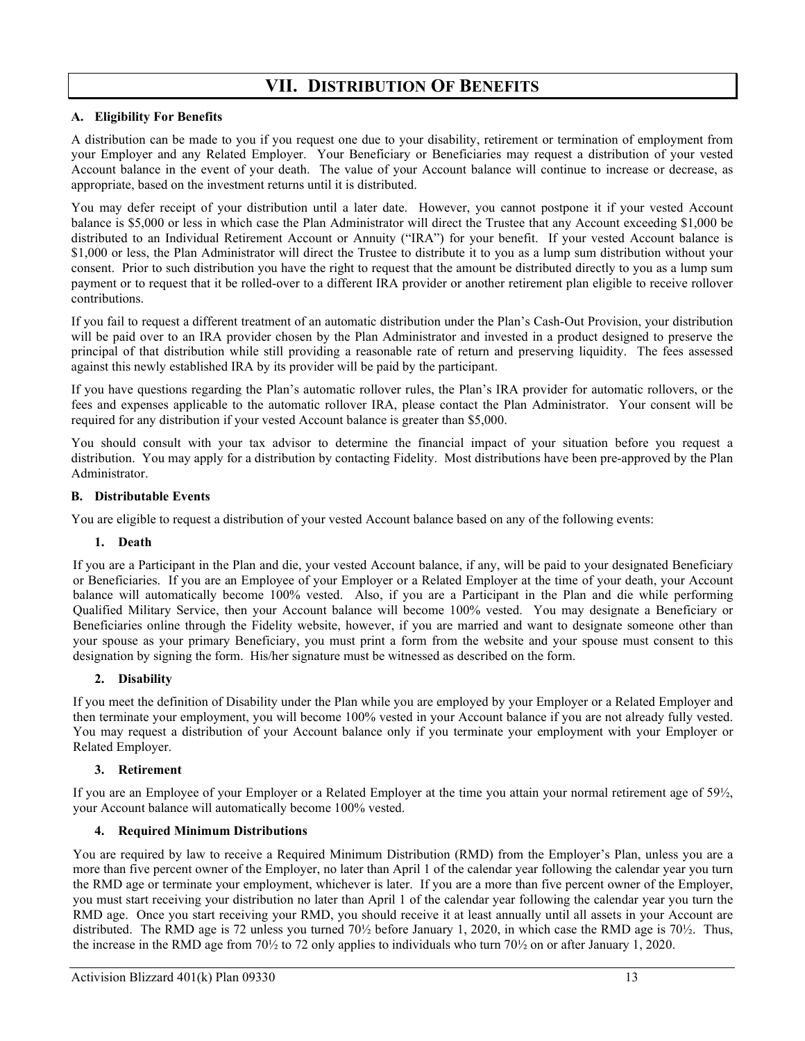# VII. DISTRIBUTION OF BENEFITS

### A. Eligibility For Benefits

A distribution can be made to you if you request one due to your disability, retirement or termination of employment from your Employer and any Related Employer. Your Beneficiary or Beneficiaries may request a distribution of your vested Account balance in the event of your death. The value of your Account balance will continue to increase or decrease, as appropriate, based on the investment returns until it is distributed.

You may defer receipt of your distribution until a later date. However, you cannot postpone it if your vested Account balance is $5,000 or less in which case the Plan Administrator will direct the Trustee that any Account exceeding $1,000 be distributed to an Individual Retirement Account or Annuity ("IRA") for your benefit. If your vested Account balance is $1,000 or less, the Plan Administrator will direct the Trustee to distribute it to you as a lump sum distribution without your consent. Prior to such distribution you have the right to request that the amount be distributed directly to you as a lump sum payment or to request that it be rolled-over to a different IRA provider or another retirement plan eligible to receive rollover contributions.

If you fail to request a different treatment of an automatic distribution under the Plan's Cash-Out Provision, your distribution will be paid over to an IRA provider chosen by the Plan Administrator and invested in a product designed to preserve the principal of that distribution while still providing a reasonable rate of return and preserving liquidity. The fees assessed against this newly established IRA by its provider will be paid by the participant.

If you have questions regarding the Plan's automatic rollover rules, the Plan's IRA provider for automatic rollovers, or the fees and expenses applicable to the automatic rollover IRA, please contact the Plan Administrator. Your consent will be required for any distribution if your vested Account balance is greater than $5,000.

You should consult with your tax advisor to determine the financial impact of your situation before you request a distribution. You may apply for a distribution by contacting Fidelity. Most distributions have been pre-approved by the Plan Administrator.

### B. Distributable Events

You are eligible to request a distribution of your vested Account balance based on any of the following events:

#### 1. Death

If you are a Participant in the Plan and die, your vested Account balance, if any, will be paid to your designated Beneficiary or Beneficiaries. If you are an Employee of your Employer or a Related Employer at the time of your death, your Account balance will automatically become 100% vested. Also, if you are a Participant in the Plan and die while performing Qualified Military Service, then your Account balance will become 100% vested. You may designate a Beneficiary or Beneficiaries online through the Fidelity website, however, if you are married and want to designate someone other than your spouse as your primary Beneficiary, you must print a form from the website and your spouse must consent to this designation by signing the form. His/her signature must be witnessed as described on the form.

#### 2. Disability

If you meet the definition of Disability under the Plan while you are employed by your Employer or a Related Employer and then terminate your employment, you will become 100% vested in your Account balance if you are not already fully vested. You may request a distribution of your Account balance only if you terminate your employment with your Employer or Related Employer.

#### 3. Retirement

If you are an Employee of your Employer or a Related Employer at the time you attain your normal retirement age of 59½, your Account balance will automatically become 100% vested.

#### 4. Required Minimum Distributions

You are required by law to receive a Required Minimum Distribution (RMD) from the Employer's Plan, unless you are a more than five percent owner of the Employer, no later than April 1 of the calendar year following the calendar year you turn the RMD age or terminate your employment, whichever is later. If you are a more than five percent owner of the Employer, you must start receiving your distribution no later than April 1 of the calendar year following the calendar year you turn the RMD age. Once you start receiving your RMD, you should receive it at least annually until all assets in your Account are distributed. The RMD age is 72 unless you turned 70½ before January 1, 2020, in which case the RMD age is 70½. Thus, the increase in the RMD age from 70½ to 72 only applies to individuals who turn 70½ on or after January 1, 2020.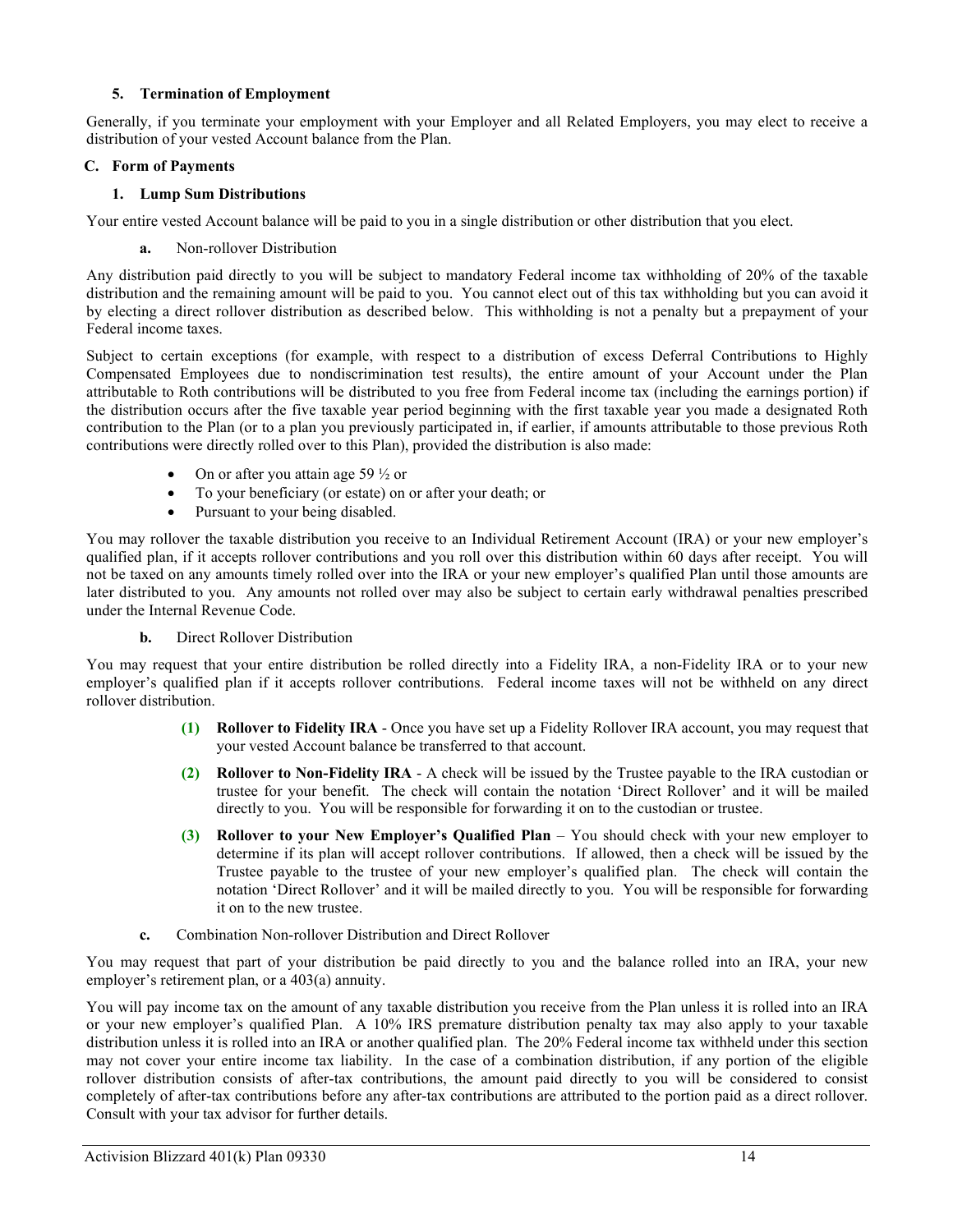### 5. Termination of Employment

Generally, if you terminate your employment with your Employer and all Related Employers, you may elect to receive a distribution of your vested Account balance from the Plan.

## C. Form of Payments

### 1. Lump Sum Distributions

Your entire vested Account balance will be paid to you in a single distribution or other distribution that you elect.

**a.** Non-rollover Distribution

Any distribution paid directly to you will be subject to mandatory Federal income tax withholding of 20% of the taxable distribution and the remaining amount will be paid to you. You cannot elect out of this tax withholding but you can avoid it by electing a direct rollover distribution as described below. This withholding is not a penalty but a prepayment of your Federal income taxes.

Subject to certain exceptions (for example, with respect to a distribution of excess Deferral Contributions to Highly Compensated Employees due to nondiscrimination test results), the entire amount of your Account under the Plan attributable to Roth contributions will be distributed to you free from Federal income tax (including the earnings portion) if the distribution occurs after the five taxable year period beginning with the first taxable year you made a designated Roth contribution to the Plan (or to a plan you previously participated in, if earlier, if amounts attributable to those previous Roth contributions were directly rolled over to this Plan), provided the distribution is also made:

- On or after you attain age 59 ½ or
- To your beneficiary (or estate) on or after your death; or
- Pursuant to your being disabled.

You may rollover the taxable distribution you receive to an Individual Retirement Account (IRA) or your new employer's qualified plan, if it accepts rollover contributions and you roll over this distribution within 60 days after receipt. You will not be taxed on any amounts timely rolled over into the IRA or your new employer's qualified Plan until those amounts are later distributed to you. Any amounts not rolled over may also be subject to certain early withdrawal penalties prescribed under the Internal Revenue Code.

**b.** Direct Rollover Distribution

You may request that your entire distribution be rolled directly into a Fidelity IRA, a non-Fidelity IRA or to your new employer's qualified plan if it accepts rollover contributions. Federal income taxes will not be withheld on any direct rollover distribution.

**(1) Rollover to Fidelity IRA** - Once you have set up a Fidelity Rollover IRA account, you may request that your vested Account balance be transferred to that account.

**(2) Rollover to Non-Fidelity IRA** - A check will be issued by the Trustee payable to the IRA custodian or trustee for your benefit. The check will contain the notation 'Direct Rollover' and it will be mailed directly to you. You will be responsible for forwarding it on to the custodian or trustee.

**(3) Rollover to your New Employer's Qualified Plan** – You should check with your new employer to determine if its plan will accept rollover contributions. If allowed, then a check will be issued by the Trustee payable to the trustee of your new employer's qualified plan. The check will contain the notation 'Direct Rollover' and it will be mailed directly to you. You will be responsible for forwarding it on to the new trustee.

**c.** Combination Non-rollover Distribution and Direct Rollover

You may request that part of your distribution be paid directly to you and the balance rolled into an IRA, your new employer's retirement plan, or a 403(a) annuity.

You will pay income tax on the amount of any taxable distribution you receive from the Plan unless it is rolled into an IRA or your new employer's qualified Plan. A 10% IRS premature distribution penalty tax may also apply to your taxable distribution unless it is rolled into an IRA or another qualified plan. The 20% Federal income tax withheld under this section may not cover your entire income tax liability. In the case of a combination distribution, if any portion of the eligible rollover distribution consists of after-tax contributions, the amount paid directly to you will be considered to consist completely of after-tax contributions before any after-tax contributions are attributed to the portion paid as a direct rollover. Consult with your tax advisor for further details.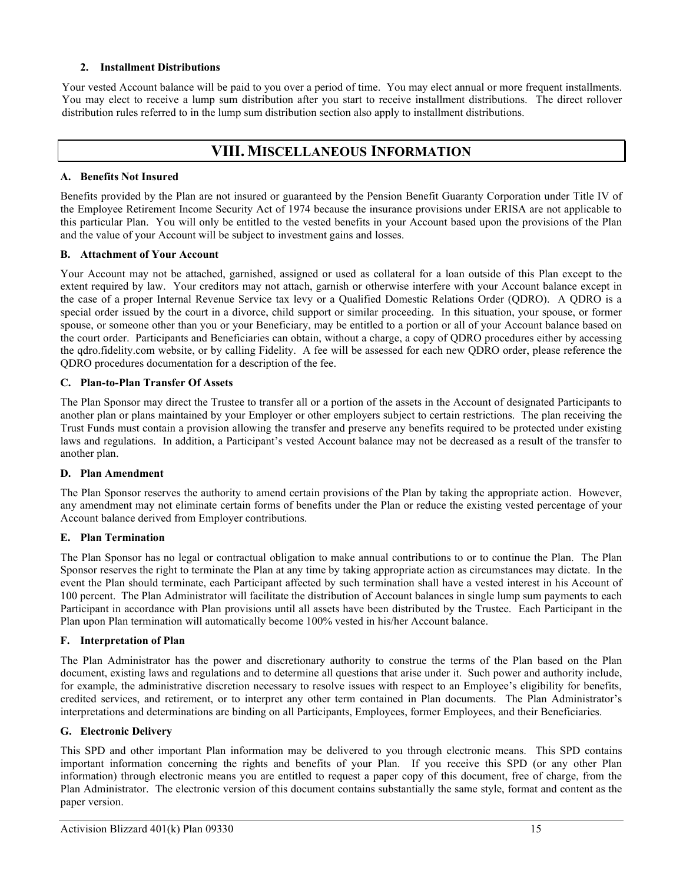### 2. Installment Distributions

Your vested Account balance will be paid to you over a period of time. You may elect annual or more frequent installments. You may elect to receive a lump sum distribution after you start to receive installment distributions. The direct rollover distribution rules referred to in the lump sum distribution section also apply to installment distributions.

## VIII. MISCELLANEOUS INFORMATION

### A. Benefits Not Insured

Benefits provided by the Plan are not insured or guaranteed by the Pension Benefit Guaranty Corporation under Title IV of the Employee Retirement Income Security Act of 1974 because the insurance provisions under ERISA are not applicable to this particular Plan. You will only be entitled to the vested benefits in your Account based upon the provisions of the Plan and the value of your Account will be subject to investment gains and losses.

### B. Attachment of Your Account

Your Account may not be attached, garnished, assigned or used as collateral for a loan outside of this Plan except to the extent required by law. Your creditors may not attach, garnish or otherwise interfere with your Account balance except in the case of a proper Internal Revenue Service tax levy or a Qualified Domestic Relations Order (QDRO). A QDRO is a special order issued by the court in a divorce, child support or similar proceeding. In this situation, your spouse, or former spouse, or someone other than you or your Beneficiary, may be entitled to a portion or all of your Account balance based on the court order. Participants and Beneficiaries can obtain, without a charge, a copy of QDRO procedures either by accessing the qdro.fidelity.com website, or by calling Fidelity. A fee will be assessed for each new QDRO order, please reference the QDRO procedures documentation for a description of the fee.

### C. Plan-to-Plan Transfer Of Assets

The Plan Sponsor may direct the Trustee to transfer all or a portion of the assets in the Account of designated Participants to another plan or plans maintained by your Employer or other employers subject to certain restrictions. The plan receiving the Trust Funds must contain a provision allowing the transfer and preserve any benefits required to be protected under existing laws and regulations. In addition, a Participant's vested Account balance may not be decreased as a result of the transfer to another plan.

### D. Plan Amendment

The Plan Sponsor reserves the authority to amend certain provisions of the Plan by taking the appropriate action. However, any amendment may not eliminate certain forms of benefits under the Plan or reduce the existing vested percentage of your Account balance derived from Employer contributions.

### E. Plan Termination

The Plan Sponsor has no legal or contractual obligation to make annual contributions to or to continue the Plan. The Plan Sponsor reserves the right to terminate the Plan at any time by taking appropriate action as circumstances may dictate. In the event the Plan should terminate, each Participant affected by such termination shall have a vested interest in his Account of 100 percent. The Plan Administrator will facilitate the distribution of Account balances in single lump sum payments to each Participant in accordance with Plan provisions until all assets have been distributed by the Trustee. Each Participant in the Plan upon Plan termination will automatically become 100% vested in his/her Account balance.

### F. Interpretation of Plan

The Plan Administrator has the power and discretionary authority to construe the terms of the Plan based on the Plan document, existing laws and regulations and to determine all questions that arise under it. Such power and authority include, for example, the administrative discretion necessary to resolve issues with respect to an Employee's eligibility for benefits, credited services, and retirement, or to interpret any other term contained in Plan documents. The Plan Administrator's interpretations and determinations are binding on all Participants, Employees, former Employees, and their Beneficiaries.

### G. Electronic Delivery

This SPD and other important Plan information may be delivered to you through electronic means. This SPD contains important information concerning the rights and benefits of your Plan. If you receive this SPD (or any other Plan information) through electronic means you are entitled to request a paper copy of this document, free of charge, from the Plan Administrator. The electronic version of this document contains substantially the same style, format and content as the paper version.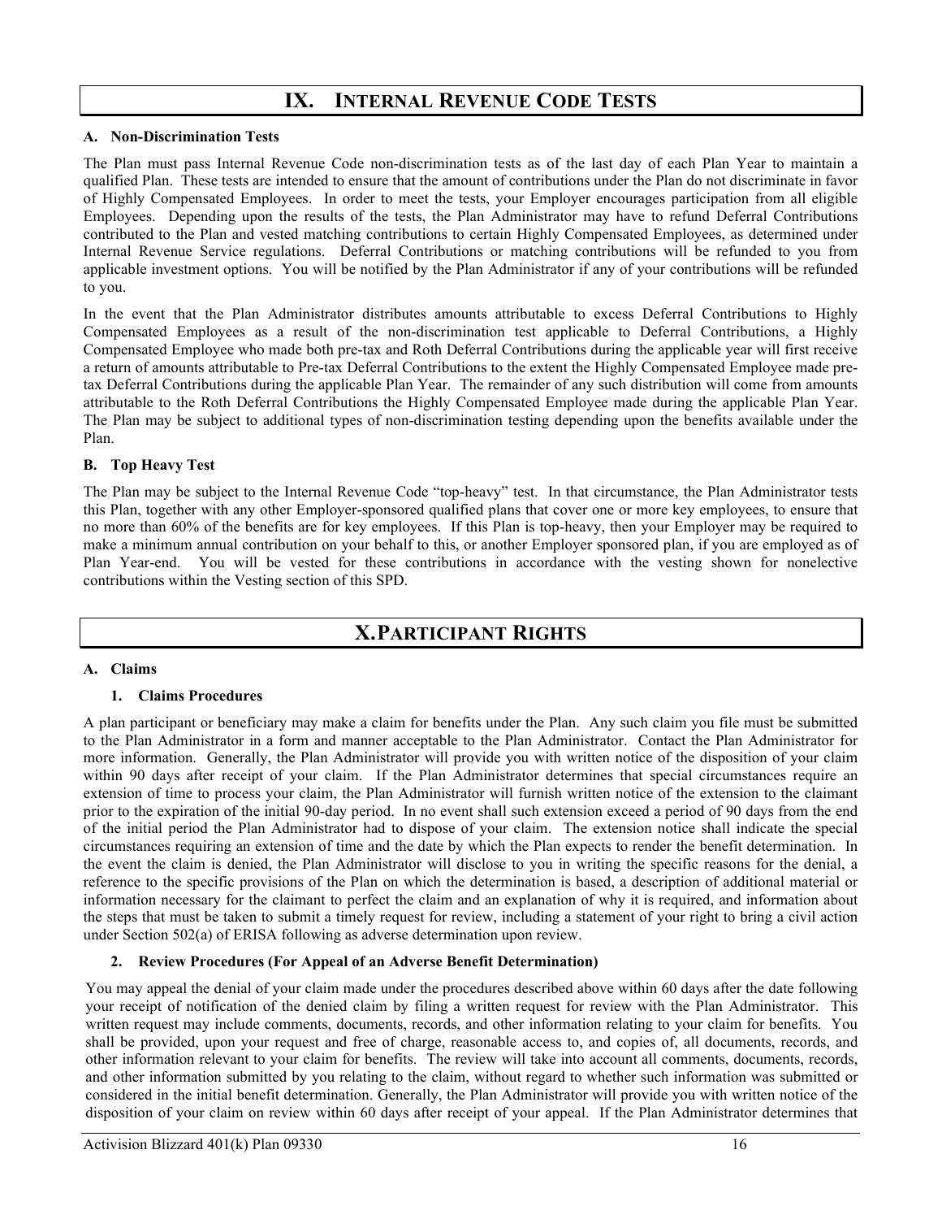# IX. INTERNAL REVENUE CODE TESTS

### A. Non-Discrimination Tests

The Plan must pass Internal Revenue Code non-discrimination tests as of the last day of each Plan Year to maintain a qualified Plan. These tests are intended to ensure that the amount of contributions under the Plan do not discriminate in favor of Highly Compensated Employees. In order to meet the tests, your Employer encourages participation from all eligible Employees. Depending upon the results of the tests, the Plan Administrator may have to refund Deferral Contributions contributed to the Plan and vested matching contributions to certain Highly Compensated Employees, as determined under Internal Revenue Service regulations. Deferral Contributions or matching contributions will be refunded to you from applicable investment options. You will be notified by the Plan Administrator if any of your contributions will be refunded to you.

In the event that the Plan Administrator distributes amounts attributable to excess Deferral Contributions to Highly Compensated Employees as a result of the non-discrimination test applicable to Deferral Contributions, a Highly Compensated Employee who made both pre-tax and Roth Deferral Contributions during the applicable year will first receive a return of amounts attributable to Pre-tax Deferral Contributions to the extent the Highly Compensated Employee made pre-tax Deferral Contributions during the applicable Plan Year. The remainder of any such distribution will come from amounts attributable to the Roth Deferral Contributions the Highly Compensated Employee made during the applicable Plan Year. The Plan may be subject to additional types of non-discrimination testing depending upon the benefits available under the Plan.

### B. Top Heavy Test

The Plan may be subject to the Internal Revenue Code "top-heavy" test. In that circumstance, the Plan Administrator tests this Plan, together with any other Employer-sponsored qualified plans that cover one or more key employees, to ensure that no more than 60% of the benefits are for key employees. If this Plan is top-heavy, then your Employer may be required to make a minimum annual contribution on your behalf to this, or another Employer sponsored plan, if you are employed as of Plan Year-end. You will be vested for these contributions in accordance with the vesting shown for nonelective contributions within the Vesting section of this SPD.

# X. PARTICIPANT RIGHTS

### A. Claims

#### 1. Claims Procedures

A plan participant or beneficiary may make a claim for benefits under the Plan. Any such claim you file must be submitted to the Plan Administrator in a form and manner acceptable to the Plan Administrator. Contact the Plan Administrator for more information. Generally, the Plan Administrator will provide you with written notice of the disposition of your claim within 90 days after receipt of your claim. If the Plan Administrator determines that special circumstances require an extension of time to process your claim, the Plan Administrator will furnish written notice of the extension to the claimant prior to the expiration of the initial 90-day period. In no event shall such extension exceed a period of 90 days from the end of the initial period the Plan Administrator had to dispose of your claim. The extension notice shall indicate the special circumstances requiring an extension of time and the date by which the Plan expects to render the benefit determination. In the event the claim is denied, the Plan Administrator will disclose to you in writing the specific reasons for the denial, a reference to the specific provisions of the Plan on which the determination is based, a description of additional material or information necessary for the claimant to perfect the claim and an explanation of why it is required, and information about the steps that must be taken to submit a timely request for review, including a statement of your right to bring a civil action under Section 502(a) of ERISA following as adverse determination upon review.

#### 2. Review Procedures (For Appeal of an Adverse Benefit Determination)

You may appeal the denial of your claim made under the procedures described above within 60 days after the date following your receipt of notification of the denied claim by filing a written request for review with the Plan Administrator. This written request may include comments, documents, records, and other information relating to your claim for benefits. You shall be provided, upon your request and free of charge, reasonable access to, and copies of, all documents, records, and other information relevant to your claim for benefits. The review will take into account all comments, documents, records, and other information submitted by you relating to the claim, without regard to whether such information was submitted or considered in the initial benefit determination. Generally, the Plan Administrator will provide you with written notice of the disposition of your claim on review within 60 days after receipt of your appeal. If the Plan Administrator determines that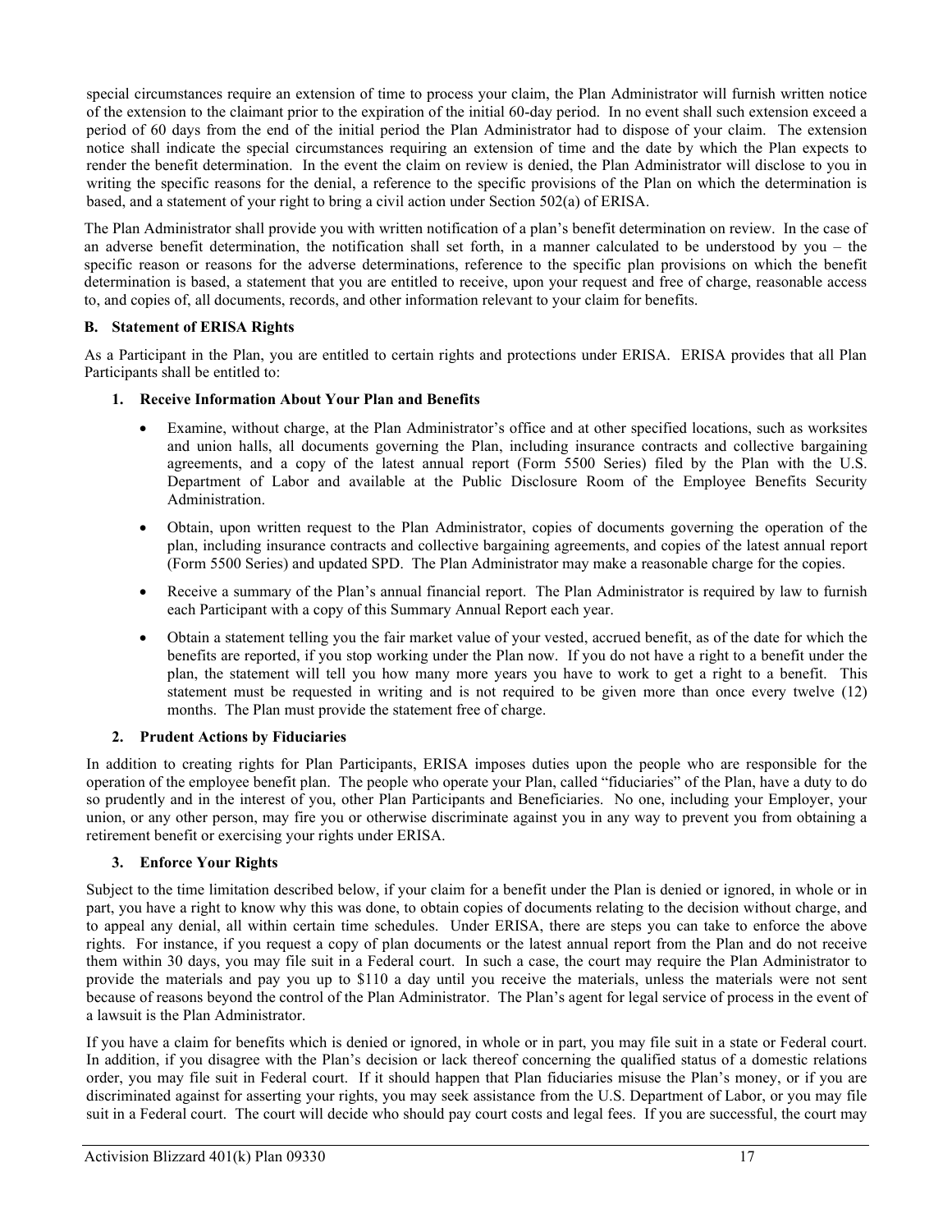special circumstances require an extension of time to process your claim, the Plan Administrator will furnish written notice of the extension to the claimant prior to the expiration of the initial 60-day period. In no event shall such extension exceed a period of 60 days from the end of the initial period the Plan Administrator had to dispose of your claim. The extension notice shall indicate the special circumstances requiring an extension of time and the date by which the Plan expects to render the benefit determination. In the event the claim on review is denied, the Plan Administrator will disclose to you in writing the specific reasons for the denial, a reference to the specific provisions of the Plan on which the determination is based, and a statement of your right to bring a civil action under Section 502(a) of ERISA.

The Plan Administrator shall provide you with written notification of a plan's benefit determination on review. In the case of an adverse benefit determination, the notification shall set forth, in a manner calculated to be understood by you – the specific reason or reasons for the adverse determinations, reference to the specific plan provisions on which the benefit determination is based, a statement that you are entitled to receive, upon your request and free of charge, reasonable access to, and copies of, all documents, records, and other information relevant to your claim for benefits.

**B. Statement of ERISA Rights**

As a Participant in the Plan, you are entitled to certain rights and protections under ERISA. ERISA provides that all Plan Participants shall be entitled to:

**1. Receive Information About Your Plan and Benefits**

- Examine, without charge, at the Plan Administrator's office and at other specified locations, such as worksites and union halls, all documents governing the Plan, including insurance contracts and collective bargaining agreements, and a copy of the latest annual report (Form 5500 Series) filed by the Plan with the U.S. Department of Labor and available at the Public Disclosure Room of the Employee Benefits Security Administration.
- Obtain, upon written request to the Plan Administrator, copies of documents governing the operation of the plan, including insurance contracts and collective bargaining agreements, and copies of the latest annual report (Form 5500 Series) and updated SPD. The Plan Administrator may make a reasonable charge for the copies.
- Receive a summary of the Plan's annual financial report. The Plan Administrator is required by law to furnish each Participant with a copy of this Summary Annual Report each year.
- Obtain a statement telling you the fair market value of your vested, accrued benefit, as of the date for which the benefits are reported, if you stop working under the Plan now. If you do not have a right to a benefit under the plan, the statement will tell you how many more years you have to work to get a right to a benefit. This statement must be requested in writing and is not required to be given more than once every twelve (12) months. The Plan must provide the statement free of charge.

**2. Prudent Actions by Fiduciaries**

In addition to creating rights for Plan Participants, ERISA imposes duties upon the people who are responsible for the operation of the employee benefit plan. The people who operate your Plan, called "fiduciaries" of the Plan, have a duty to do so prudently and in the interest of you, other Plan Participants and Beneficiaries. No one, including your Employer, your union, or any other person, may fire you or otherwise discriminate against you in any way to prevent you from obtaining a retirement benefit or exercising your rights under ERISA.

**3. Enforce Your Rights**

Subject to the time limitation described below, if your claim for a benefit under the Plan is denied or ignored, in whole or in part, you have a right to know why this was done, to obtain copies of documents relating to the decision without charge, and to appeal any denial, all within certain time schedules. Under ERISA, there are steps you can take to enforce the above rights. For instance, if you request a copy of plan documents or the latest annual report from the Plan and do not receive them within 30 days, you may file suit in a Federal court. In such a case, the court may require the Plan Administrator to provide the materials and pay you up to $110 a day until you receive the materials, unless the materials were not sent because of reasons beyond the control of the Plan Administrator. The Plan's agent for legal service of process in the event of a lawsuit is the Plan Administrator.

If you have a claim for benefits which is denied or ignored, in whole or in part, you may file suit in a state or Federal court. In addition, if you disagree with the Plan's decision or lack thereof concerning the qualified status of a domestic relations order, you may file suit in Federal court. If it should happen that Plan fiduciaries misuse the Plan's money, or if you are discriminated against for asserting your rights, you may seek assistance from the U.S. Department of Labor, or you may file suit in a Federal court. The court will decide who should pay court costs and legal fees. If you are successful, the court may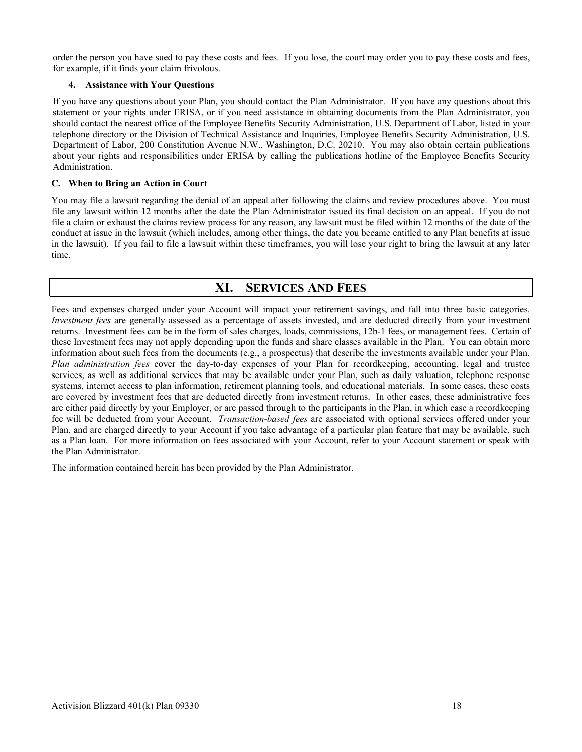order the person you have sued to pay these costs and fees. If you lose, the court may order you to pay these costs and fees, for example, if it finds your claim frivolous.

#### 4. Assistance with Your Questions

If you have any questions about your Plan, you should contact the Plan Administrator. If you have any questions about this statement or your rights under ERISA, or if you need assistance in obtaining documents from the Plan Administrator, you should contact the nearest office of the Employee Benefits Security Administration, U.S. Department of Labor, listed in your telephone directory or the Division of Technical Assistance and Inquiries, Employee Benefits Security Administration, U.S. Department of Labor, 200 Constitution Avenue N.W., Washington, D.C. 20210. You may also obtain certain publications about your rights and responsibilities under ERISA by calling the publications hotline of the Employee Benefits Security Administration.

### C. When to Bring an Action in Court

You may file a lawsuit regarding the denial of an appeal after following the claims and review procedures above. You must file any lawsuit within 12 months after the date the Plan Administrator issued its final decision on an appeal. If you do not file a claim or exhaust the claims review process for any reason, any lawsuit must be filed within 12 months of the date of the conduct at issue in the lawsuit (which includes, among other things, the date you became entitled to any Plan benefits at issue in the lawsuit). If you fail to file a lawsuit within these timeframes, you will lose your right to bring the lawsuit at any later time.

## XI. SERVICES AND FEES

Fees and expenses charged under your Account will impact your retirement savings, and fall into three basic categories. *Investment fees* are generally assessed as a percentage of assets invested, and are deducted directly from your investment returns. Investment fees can be in the form of sales charges, loads, commissions, 12b-1 fees, or management fees. Certain of these Investment fees may not apply depending upon the funds and share classes available in the Plan. You can obtain more information about such fees from the documents (e.g., a prospectus) that describe the investments available under your Plan. *Plan administration fees* cover the day-to-day expenses of your Plan for recordkeeping, accounting, legal and trustee services, as well as additional services that may be available under your Plan, such as daily valuation, telephone response systems, internet access to plan information, retirement planning tools, and educational materials. In some cases, these costs are covered by investment fees that are deducted directly from investment returns. In other cases, these administrative fees are either paid directly by your Employer, or are passed through to the participants in the Plan, in which case a recordkeeping fee will be deducted from your Account. *Transaction-based fees* are associated with optional services offered under your Plan, and are charged directly to your Account if you take advantage of a particular plan feature that may be available, such as a Plan loan. For more information on fees associated with your Account, refer to your Account statement or speak with the Plan Administrator.

The information contained herein has been provided by the Plan Administrator.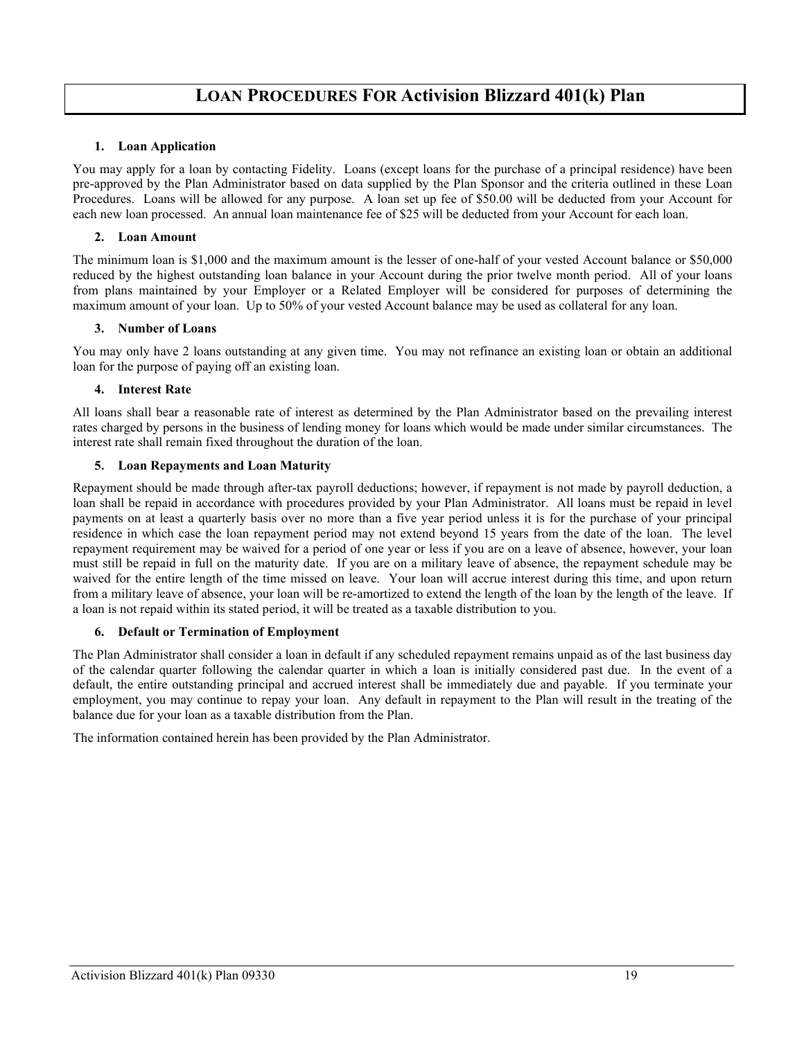# LOAN PROCEDURES FOR Activision Blizzard 401(k) Plan

### 1. Loan Application

You may apply for a loan by contacting Fidelity. Loans (except loans for the purchase of a principal residence) have been pre-approved by the Plan Administrator based on data supplied by the Plan Sponsor and the criteria outlined in these Loan Procedures. Loans will be allowed for any purpose. A loan set up fee of $50.00 will be deducted from your Account for each new loan processed. An annual loan maintenance fee of $25 will be deducted from your Account for each loan.

### 2. Loan Amount

The minimum loan is $1,000 and the maximum amount is the lesser of one-half of your vested Account balance or $50,000 reduced by the highest outstanding loan balance in your Account during the prior twelve month period. All of your loans from plans maintained by your Employer or a Related Employer will be considered for purposes of determining the maximum amount of your loan. Up to 50% of your vested Account balance may be used as collateral for any loan.

### 3. Number of Loans

You may only have 2 loans outstanding at any given time. You may not refinance an existing loan or obtain an additional loan for the purpose of paying off an existing loan.

### 4. Interest Rate

All loans shall bear a reasonable rate of interest as determined by the Plan Administrator based on the prevailing interest rates charged by persons in the business of lending money for loans which would be made under similar circumstances. The interest rate shall remain fixed throughout the duration of the loan.

### 5. Loan Repayments and Loan Maturity

Repayment should be made through after-tax payroll deductions; however, if repayment is not made by payroll deduction, a loan shall be repaid in accordance with procedures provided by your Plan Administrator. All loans must be repaid in level payments on at least a quarterly basis over no more than a five year period unless it is for the purchase of your principal residence in which case the loan repayment period may not extend beyond 15 years from the date of the loan. The level repayment requirement may be waived for a period of one year or less if you are on a leave of absence, however, your loan must still be repaid in full on the maturity date. If you are on a military leave of absence, the repayment schedule may be waived for the entire length of the time missed on leave. Your loan will accrue interest during this time, and upon return from a military leave of absence, your loan will be re-amortized to extend the length of the loan by the length of the leave. If a loan is not repaid within its stated period, it will be treated as a taxable distribution to you.

### 6. Default or Termination of Employment

The Plan Administrator shall consider a loan in default if any scheduled repayment remains unpaid as of the last business day of the calendar quarter following the calendar quarter in which a loan is initially considered past due. In the event of a default, the entire outstanding principal and accrued interest shall be immediately due and payable. If you terminate your employment, you may continue to repay your loan. Any default in repayment to the Plan will result in the treating of the balance due for your loan as a taxable distribution from the Plan.

The information contained herein has been provided by the Plan Administrator.